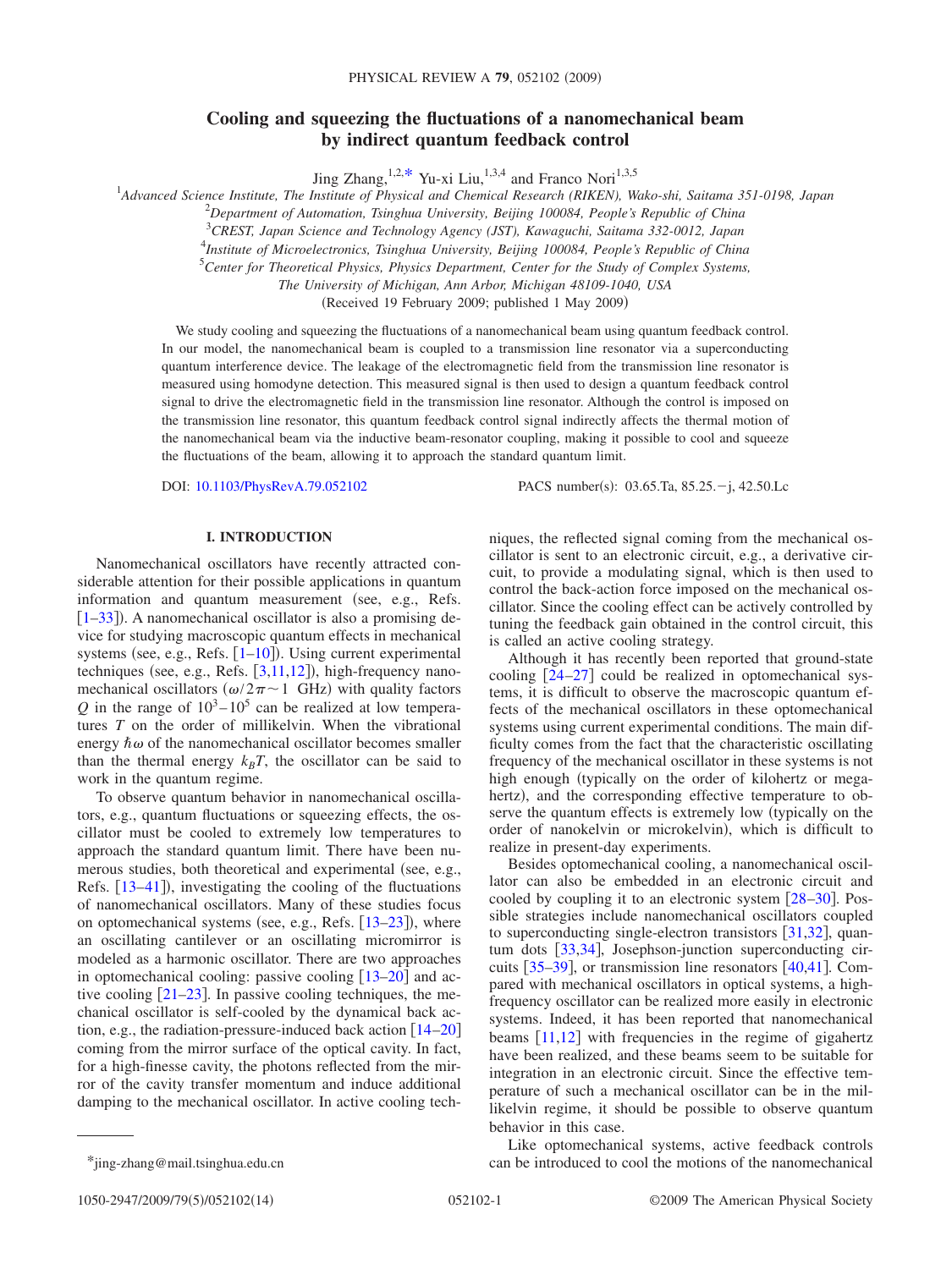# Cooling and squeezing the fluctuations of a nanomechanical beam by indirect quantum feedback control

Jing Zhang,[1,2,*] Yu-xi Liu,[1,3,4] and Franco Nori[1,3,5]

[1]Advanced Science Institute, The Institute of Physical and Chemical Research (RIKEN), Wako-shi, Saitama 351-0198, Japan

[2]Department of Automation, Tsinghua University, Beijing 100084, People's Republic of China

[3]CREST, Japan Science and Technology Agency (JST), Kawaguchi, Saitama 332-0012, Japan

[4]Institute of Microelectronics, Tsinghua University, Beijing 100084, People's Republic of China

[5]Center for Theoretical Physics, Physics Department, Center for the Study of Complex Systems, The University of Michigan, Ann Arbor, Michigan 48109-1040, USA

(Received 19 February 2009; published 1 May 2009)

We study cooling and squeezing the fluctuations of a nanomechanical beam using quantum feedback control. In our model, the nanomechanical beam is coupled to a transmission line resonator via a superconducting quantum interference device. The leakage of the electromagnetic field from the transmission line resonator is measured using homodyne detection. This measured signal is then used to design a quantum feedback control signal to drive the electromagnetic field in the transmission line resonator. Although the control is imposed on the transmission line resonator, this quantum feedback control signal indirectly affects the thermal motion of the nanomechanical beam via the inductive beam-resonator coupling, making it possible to cool and squeeze the fluctuations of the beam, allowing it to approach the standard quantum limit.

DOI: 10.1103/PhysRevA.79.052102 PACS number(s): 03.65.Ta, 85.25.−j, 42.50.Lc

## I. INTRODUCTION

Nanomechanical oscillators have recently attracted considerable attention for their possible applications in quantum information and quantum measurement (see, e.g., Refs. [1–33]). A nanomechanical oscillator is also a promising device for studying macroscopic quantum effects in mechanical systems (see, e.g., Refs. [1–10]). Using current experimental techniques (see, e.g., Refs. [3,11,12]), high-frequency nanomechanical oscillators ($\omega/2\pi \sim 1$ GHz) with quality factors $Q$ in the range of $10^3$–$10^5$ can be realized at low temperatures $T$ on the order of millikelvin. When the vibrational energy $\hbar\omega$ of the nanomechanical oscillator becomes smaller than the thermal energy $k_BT$, the oscillator can be said to work in the quantum regime.

To observe quantum behavior in nanomechanical oscillators, e.g., quantum fluctuations or squeezing effects, the oscillator must be cooled to extremely low temperatures to approach the standard quantum limit. There have been numerous studies, both theoretical and experimental (see, e.g., Refs. [13–41]), investigating the cooling of the fluctuations of nanomechanical oscillators. Many of these studies focus on optomechanical systems (see, e.g., Refs. [13–23]), where an oscillating cantilever or an oscillating micromirror is modeled as a harmonic oscillator. There are two approaches in optomechanical cooling: passive cooling [13–20] and active cooling [21–23]. In passive cooling techniques, the mechanical oscillator is self-cooled by the dynamical back action, e.g., the radiation-pressure-induced back action [14–20] coming from the mirror surface of the optical cavity. In fact, for a high-finesse cavity, the photons reflected from the mirror of the cavity transfer momentum and induce additional damping to the mechanical oscillator. In active cooling techniques, the reflected signal coming from the mechanical oscillator is sent to an electronic circuit, e.g., a derivative circuit, to provide a modulating signal, which is then used to control the back-action force imposed on the mechanical oscillator. Since the cooling effect can be actively controlled by tuning the feedback gain obtained in the control circuit, this is called an active cooling strategy.

Although it has recently been reported that ground-state cooling [24–27] could be realized in optomechanical systems, it is difficult to observe the macroscopic quantum effects of the mechanical oscillators in these optomechanical systems using current experimental conditions. The main difficulty comes from the fact that the characteristic oscillating frequency of the mechanical oscillator in these systems is not high enough (typically on the order of kilohertz or megahertz), and the corresponding effective temperature to observe the quantum effects is extremely low (typically on the order of nanokelvin or microkelvin), which is difficult to realize in present-day experiments.

Besides optomechanical cooling, a nanomechanical oscillator can also be embedded in an electronic circuit and cooled by coupling it to an electronic system [28–30]. Possible strategies include nanomechanical oscillators coupled to superconducting single-electron transistors [31,32], quantum dots [33,34], Josephson-junction superconducting circuits [35–39], or transmission line resonators [40,41]. Compared with mechanical oscillators in optical systems, a high-frequency oscillator can be realized more easily in electronic systems. Indeed, it has been reported that nanomechanical beams [11,12] with frequencies in the regime of gigahertz have been realized, and these beams seem to be suitable for integration in an electronic circuit. Since the effective temperature of such a mechanical oscillator can be in the millikelvin regime, it should be possible to observe quantum behavior in this case.

Like optomechanical systems, active feedback controls can be introduced to cool the motions of the nanomechanical

*jing-zhang@mail.tsinghua.edu.cn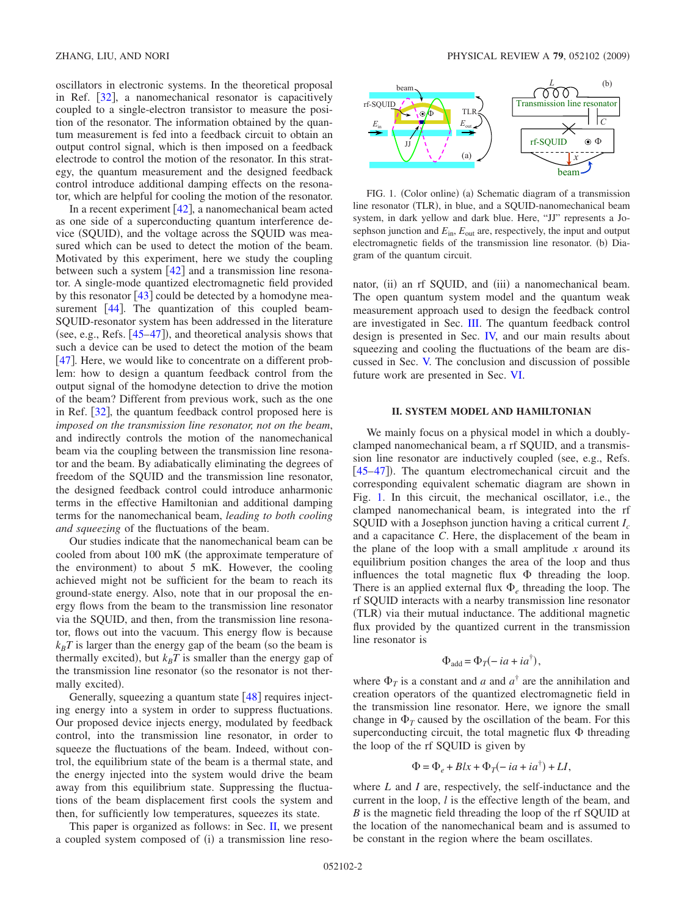oscillators in electronic systems. In the theoretical proposal in Ref. [32], a nanomechanical resonator is capacitively coupled to a single-electron transistor to measure the position of the resonator. The information obtained by the quantum measurement is fed into a feedback circuit to obtain an output control signal, which is then imposed on a feedback electrode to control the motion of the resonator. In this strategy, the quantum measurement and the designed feedback control introduce additional damping effects on the resonator, which are helpful for cooling the motion of the resonator.

In a recent experiment [42], a nanomechanical beam acted as one side of a superconducting quantum interference device (SQUID), and the voltage across the SQUID was measured which can be used to detect the motion of the beam. Motivated by this experiment, here we study the coupling between such a system [42] and a transmission line resonator. A single-mode quantized electromagnetic field provided by this resonator [43] could be detected by a homodyne measurement [44]. The quantization of this coupled beam-SQUID-resonator system has been addressed in the literature (see, e.g., Refs. [45–47]), and theoretical analysis shows that such a device can be used to detect the motion of the beam [47]. Here, we would like to concentrate on a different problem: how to design a quantum feedback control from the output signal of the homodyne detection to drive the motion of the beam? Different from previous work, such as the one in Ref. [32], the quantum feedback control proposed here is *imposed on the transmission line resonator, not on the beam*, and indirectly controls the motion of the nanomechanical beam via the coupling between the transmission line resonator and the beam. By adiabatically eliminating the degrees of freedom of the SQUID and the transmission line resonator, the designed feedback control could introduce anharmonic terms in the effective Hamiltonian and additional damping terms for the nanomechanical beam, *leading to both cooling and squeezing* of the fluctuations of the beam.

Our studies indicate that the nanomechanical beam can be cooled from about 100 mK (the approximate temperature of the environment) to about 5 mK. However, the cooling achieved might not be sufficient for the beam to reach its ground-state energy. Also, note that in our proposal the energy flows from the beam to the transmission line resonator via the SQUID, and then, from the transmission line resonator, flows out into the vacuum. This energy flow is because $k_BT$ is larger than the energy gap of the beam (so the beam is thermally excited), but $k_BT$ is smaller than the energy gap of the transmission line resonator (so the resonator is not thermally excited).

Generally, squeezing a quantum state [48] requires injecting energy into a system in order to suppress fluctuations. Our proposed device injects energy, modulated by feedback control, into the transmission line resonator, in order to squeeze the fluctuations of the beam. Indeed, without control, the equilibrium state of the beam is a thermal state, and the energy injected into the system would drive the beam away from this equilibrium state. Suppressing the fluctuations of the beam displacement first cools the system and then, for sufficiently low temperatures, squeezes its state.

This paper is organized as follows: in Sec. II, we present a coupled system composed of (i) a transmission line resonator, (ii) an rf SQUID, and (iii) a nanomechanical beam. The open quantum system model and the quantum weak measurement approach used to design the feedback control are investigated in Sec. III. The quantum feedback control design is presented in Sec. IV, and our main results about squeezing and cooling the fluctuations of the beam are discussed in Sec. V. The conclusion and discussion of possible future work are presented in Sec. VI.

FIG. 1. (Color online) (a) Schematic diagram of a transmission line resonator (TLR), in blue, and a SQUID-nanomechanical beam system, in dark yellow and dark blue. Here, "JJ" represents a Josephson junction and $E_{\rm in}$, $E_{\rm out}$ are, respectively, the input and output electromagnetic fields of the transmission line resonator. (b) Diagram of the quantum circuit.

## II. SYSTEM MODEL AND HAMILTONIAN

We mainly focus on a physical model in which a doubly-clamped nanomechanical beam, a rf SQUID, and a transmission line resonator are inductively coupled (see, e.g., Refs. [45–47]). The quantum electromechanical circuit and the corresponding equivalent schematic diagram are shown in Fig. 1. In this circuit, the mechanical oscillator, i.e., the clamped nanomechanical beam, is integrated into the rf SQUID with a Josephson junction having a critical current $I_c$ and a capacitance $C$. Here, the displacement of the beam in the plane of the loop with a small amplitude $x$ around its equilibrium position changes the area of the loop and thus influences the total magnetic flux $\Phi$ threading the loop. There is an applied external flux $\Phi_e$ threading the loop. The rf SQUID interacts with a nearby transmission line resonator (TLR) via their mutual inductance. The additional magnetic flux provided by the quantized current in the transmission line resonator is

$$\Phi_{\rm add} = \Phi_T(-ia + ia^\dagger),$$

where $\Phi_T$ is a constant and $a$ and $a^\dagger$ are the annihilation and creation operators of the quantized electromagnetic field in the transmission line resonator. Here, we ignore the small change in $\Phi_T$ caused by the oscillation of the beam. For this superconducting circuit, the total magnetic flux $\Phi$ threading the loop of the rf SQUID is given by

$$\Phi = \Phi_e + Blx + \Phi_T(-ia + ia^\dagger) + LI,$$

where $L$ and $I$ are, respectively, the self-inductance and the current in the loop, $l$ is the effective length of the beam, and $B$ is the magnetic field threading the loop of the rf SQUID at the location of the nanomechanical beam and is assumed to be constant in the region where the beam oscillates.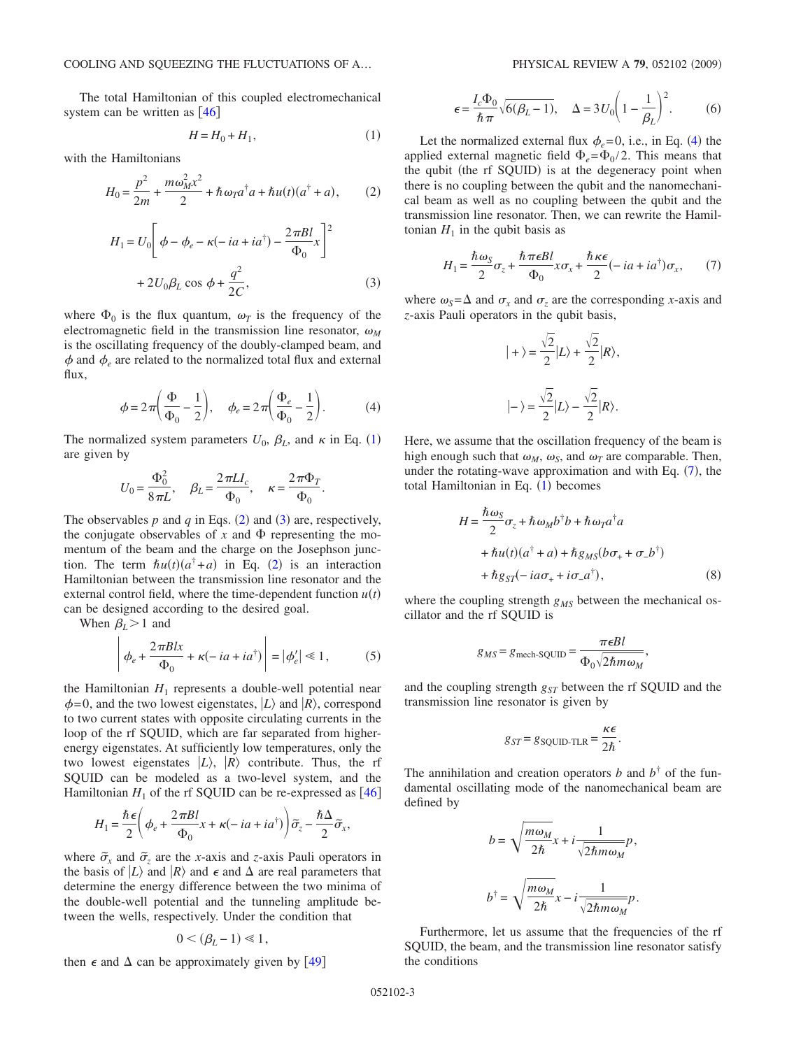The total Hamiltonian of this coupled electromechanical system can be written as [46]

$$H = H_0 + H_1, \tag{1}$$

with the Hamiltonians

$$H_0 = \frac{p^2}{2m} + \frac{m\omega_M^2 x^2}{2} + \hbar\omega_T a^\dagger a + \hbar u(t)(a^\dagger + a), \tag{2}$$

$$H_1 = U_0\left[\phi - \phi_e - \kappa(-ia + ia^\dagger) - \frac{2\pi Bl}{\Phi_0}x\right]^2 + 2U_0\beta_L \cos\phi + \frac{q^2}{2C}, \tag{3}$$

where $\Phi_0$ is the flux quantum, $\omega_T$ is the frequency of the electromagnetic field in the transmission line resonator, $\omega_M$ is the oscillating frequency of the doubly-clamped beam, and $\phi$ and $\phi_e$ are related to the normalized total flux and external flux,

$$\phi = 2\pi\left(\frac{\Phi}{\Phi_0} - \frac{1}{2}\right), \quad \phi_e = 2\pi\left(\frac{\Phi_e}{\Phi_0} - \frac{1}{2}\right). \tag{4}$$

The normalized system parameters $U_0$, $\beta_L$, and $\kappa$ in Eq. (1) are given by

$$U_0 = \frac{\Phi_0^2}{8\pi L}, \quad \beta_L = \frac{2\pi L I_c}{\Phi_0}, \quad \kappa = \frac{2\pi\Phi_T}{\Phi_0}.$$

The observables $p$ and $q$ in Eqs. (2) and (3) are, respectively, the conjugate observables of $x$ and $\Phi$ representing the momentum of the beam and the charge on the Josephson junction. The term $\hbar u(t)(a^\dagger + a)$ in Eq. (2) is an interaction Hamiltonian between the transmission line resonator and the external control field, where the time-dependent function $u(t)$ can be designed according to the desired goal.

When $\beta_L > 1$ and

$$\left|\phi_e + \frac{2\pi Blx}{\Phi_0} + \kappa(-ia + ia^\dagger)\right| = |\phi_e'| \ll 1, \tag{5}$$

the Hamiltonian $H_1$ represents a double-well potential near $\phi = 0$, and the two lowest eigenstates, $|L\rangle$ and $|R\rangle$, correspond to two current states with opposite circulating currents in the loop of the rf SQUID, which are far separated from higher-energy eigenstates. At sufficiently low temperatures, only the two lowest eigenstates $|L\rangle$, $|R\rangle$ contribute. Thus, the rf SQUID can be modeled as a two-level system, and the Hamiltonian $H_1$ of the rf SQUID can be re-expressed as [46]

$$H_1 = \frac{\hbar\epsilon}{2}\left(\phi_e + \frac{2\pi Bl}{\Phi_0}x + \kappa(-ia + ia^\dagger)\right)\tilde{\sigma}_z - \frac{\hbar\Delta}{2}\tilde{\sigma}_x,$$

where $\tilde{\sigma}_x$ and $\tilde{\sigma}_z$ are the $x$-axis and $z$-axis Pauli operators in the basis of $|L\rangle$ and $|R\rangle$ and $\epsilon$ and $\Delta$ are real parameters that determine the energy difference between the two minima of the double-well potential and the tunneling amplitude between the wells, respectively. Under the condition that

$$0 < (\beta_L - 1) \ll 1,$$

then $\epsilon$ and $\Delta$ can be approximately given by [49]

$$\epsilon = \frac{I_c\Phi_0}{\hbar\pi}\sqrt{6(\beta_L - 1)}, \quad \Delta = 3U_0\left(1 - \frac{1}{\beta_L}\right)^2. \tag{6}$$

Let the normalized external flux $\phi_e = 0$, i.e., in Eq. (4) the applied external magnetic field $\Phi_e = \Phi_0/2$. This means that the qubit (the rf SQUID) is at the degeneracy point when there is no coupling between the qubit and the nanomechanical beam as well as no coupling between the qubit and the transmission line resonator. Then, we can rewrite the Hamiltonian $H_1$ in the qubit basis as

$$H_1 = \frac{\hbar\omega_S}{2}\sigma_z + \frac{\hbar\pi\epsilon Bl}{\Phi_0}x\sigma_x + \frac{\hbar\kappa\epsilon}{2}(-ia + ia^\dagger)\sigma_x, \tag{7}$$

where $\omega_S = \Delta$ and $\sigma_x$ and $\sigma_z$ are the corresponding $x$-axis and $z$-axis Pauli operators in the qubit basis,

$$|+\rangle = \frac{\sqrt{2}}{2}|L\rangle + \frac{\sqrt{2}}{2}|R\rangle,$$

$$|-\rangle = \frac{\sqrt{2}}{2}|L\rangle - \frac{\sqrt{2}}{2}|R\rangle.$$

Here, we assume that the oscillation frequency of the beam is high enough such that $\omega_M$, $\omega_S$, and $\omega_T$ are comparable. Then, under the rotating-wave approximation and with Eq. (7), the total Hamiltonian in Eq. (1) becomes

$$\begin{aligned} H = {} & \frac{\hbar\omega_S}{2}\sigma_z + \hbar\omega_M b^\dagger b + \hbar\omega_T a^\dagger a \\ & + \hbar u(t)(a^\dagger + a) + \hbar g_{MS}(b\sigma_+ + \sigma_- b^\dagger) \\ & + \hbar g_{ST}(-ia\sigma_+ + i\sigma_- a^\dagger), \end{aligned} \tag{8}$$

where the coupling strength $g_{MS}$ between the mechanical oscillator and the rf SQUID is

$$g_{MS} = g_{\text{mech-SQUID}} = \frac{\pi\epsilon Bl}{\Phi_0\sqrt{2\hbar m\omega_M}},$$

and the coupling strength $g_{ST}$ between the rf SQUID and the transmission line resonator is given by

$$g_{ST} = g_{\text{SQUID-TLR}} = \frac{\kappa\epsilon}{2\hbar}.$$

The annihilation and creation operators $b$ and $b^\dagger$ of the fundamental oscillating mode of the nanomechanical beam are defined by

$$b = \sqrt{\frac{m\omega_M}{2\hbar}}x + i\frac{1}{\sqrt{2\hbar m\omega_M}}p,$$

$$b^\dagger = \sqrt{\frac{m\omega_M}{2\hbar}}x - i\frac{1}{\sqrt{2\hbar m\omega_M}}p.$$

Furthermore, let us assume that the frequencies of the rf SQUID, the beam, and the transmission line resonator satisfy the conditions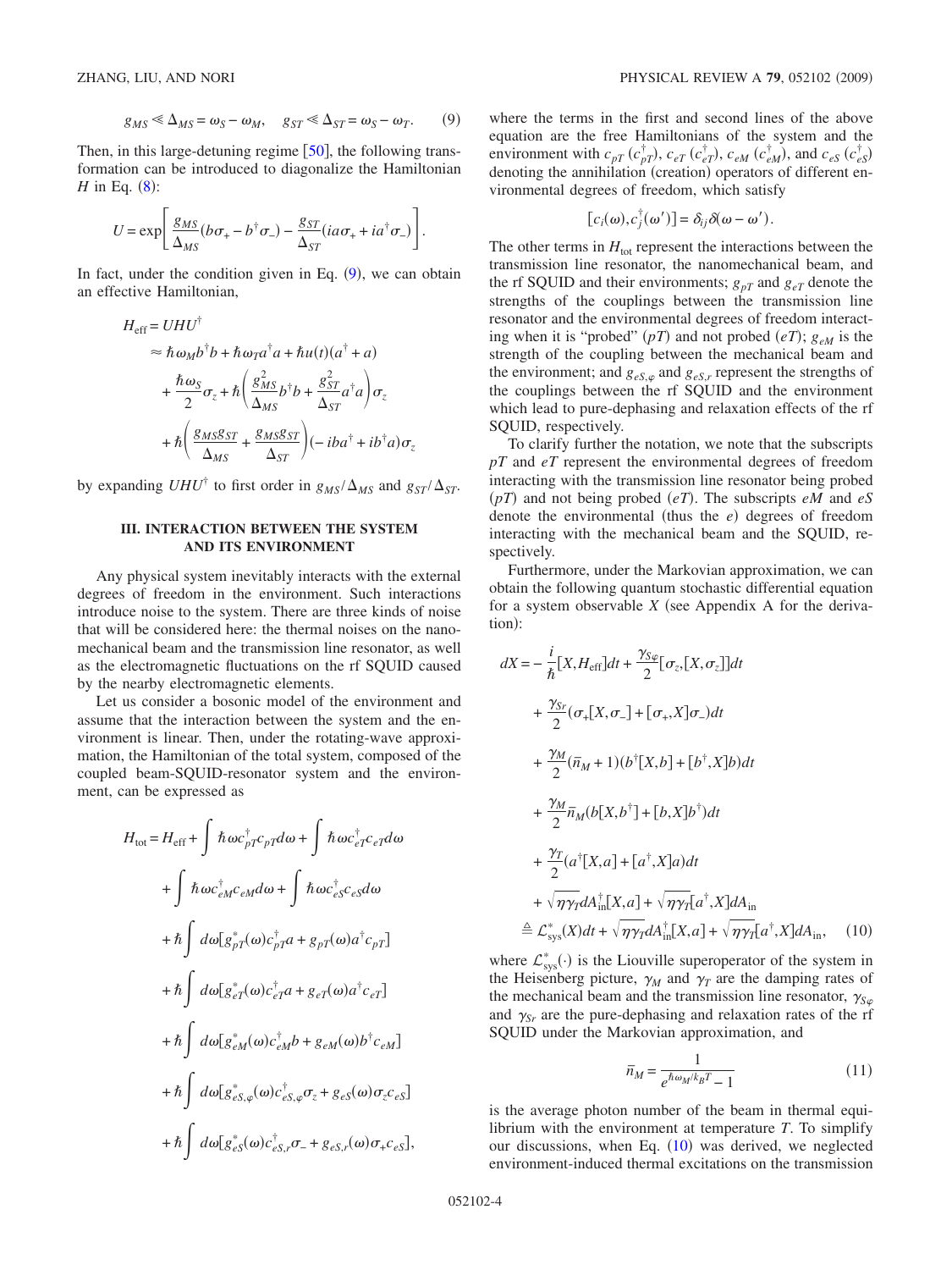$$g_{MS} \ll \Delta_{MS} = \omega_S - \omega_M, \quad g_{ST} \ll \Delta_{ST} = \omega_S - \omega_T. \tag{9}$$

Then, in this large-detuning regime [50], the following transformation can be introduced to diagonalize the Hamiltonian $H$ in Eq. (8):

$$U = \exp\left[\frac{g_{MS}}{\Delta_{MS}}(b\sigma_+ - b^\dagger\sigma_-) - \frac{g_{ST}}{\Delta_{ST}}(ia\sigma_+ + ia^\dagger\sigma_-)\right].$$

In fact, under the condition given in Eq. (9), we can obtain an effective Hamiltonian,

$$\begin{aligned}
H_{\text{eff}} &= UHU^\dagger \\
&\approx \hbar\omega_M b^\dagger b + \hbar\omega_T a^\dagger a + \hbar u(t)(a^\dagger + a) \\
&\quad + \frac{\hbar\omega_S}{2}\sigma_z + \hbar\left(\frac{g_{MS}^2}{\Delta_{MS}}b^\dagger b + \frac{g_{ST}^2}{\Delta_{ST}}a^\dagger a\right)\sigma_z \\
&\quad + \hbar\left(\frac{g_{MS}g_{ST}}{\Delta_{MS}} + \frac{g_{MS}g_{ST}}{\Delta_{ST}}\right)(-iba^\dagger + ib^\dagger a)\sigma_z
\end{aligned}$$

by expanding $UHU^\dagger$ to first order in $g_{MS}/\Delta_{MS}$ and $g_{ST}/\Delta_{ST}$.

## III. INTERACTION BETWEEN THE SYSTEM AND ITS ENVIRONMENT

Any physical system inevitably interacts with the external degrees of freedom in the environment. Such interactions introduce noise to the system. There are three kinds of noise that will be considered here: the thermal noises on the nanomechanical beam and the transmission line resonator, as well as the electromagnetic fluctuations on the rf SQUID caused by the nearby electromagnetic elements.

Let us consider a bosonic model of the environment and assume that the interaction between the system and the environment is linear. Then, under the rotating-wave approximation, the Hamiltonian of the total system, composed of the coupled beam-SQUID-resonator system and the environment, can be expressed as

$$\begin{aligned}
H_{\text{tot}} &= H_{\text{eff}} + \int \hbar\omega c_{pT}^\dagger c_{pT} d\omega + \int \hbar\omega c_{eT}^\dagger c_{eT} d\omega \\
&\quad + \int \hbar\omega c_{eM}^\dagger c_{eM} d\omega + \int \hbar\omega c_{eS}^\dagger c_{eS} d\omega \\
&\quad + \hbar\int d\omega[g_{pT}^*(\omega)c_{pT}^\dagger a + g_{pT}(\omega)a^\dagger c_{pT}] \\
&\quad + \hbar\int d\omega[g_{eT}^*(\omega)c_{eT}^\dagger a + g_{eT}(\omega)a^\dagger c_{eT}] \\
&\quad + \hbar\int d\omega[g_{eM}^*(\omega)c_{eM}^\dagger b + g_{eM}(\omega)b^\dagger c_{eM}] \\
&\quad + \hbar\int d\omega[g_{eS,\varphi}^*(\omega)c_{eS,\varphi}^\dagger \sigma_z + g_{eS}(\omega)\sigma_z c_{eS}] \\
&\quad + \hbar\int d\omega[g_{eS}^*(\omega)c_{eS,r}^\dagger \sigma_- + g_{eS,r}(\omega)\sigma_+ c_{eS}],
\end{aligned}$$

where the terms in the first and second lines of the above equation are the free Hamiltonians of the system and the environment with $c_{pT}$ ($c_{pT}^\dagger$), $c_{eT}$ ($c_{eT}^\dagger$), $c_{eM}$ ($c_{eM}^\dagger$), and $c_{eS}$ ($c_{eS}^\dagger$) denoting the annihilation (creation) operators of different environmental degrees of freedom, which satisfy

$$[c_i(\omega), c_j^\dagger(\omega')] = \delta_{ij}\delta(\omega - \omega').$$

The other terms in $H_{\text{tot}}$ represent the interactions between the transmission line resonator, the nanomechanical beam, and the rf SQUID and their environments; $g_{pT}$ and $g_{eT}$ denote the strengths of the couplings between the transmission line resonator and the environmental degrees of freedom interacting when it is "probed" ($pT$) and not probed ($eT$); $g_{eM}$ is the strength of the coupling between the mechanical beam and the environment; and $g_{eS,\varphi}$ and $g_{eS,r}$ represent the strengths of the couplings between the rf SQUID and the environment which lead to pure-dephasing and relaxation effects of the rf SQUID, respectively.

To clarify further the notation, we note that the subscripts $pT$ and $eT$ represent the environmental degrees of freedom interacting with the transmission line resonator being probed ($pT$) and not being probed ($eT$). The subscripts $eM$ and $eS$ denote the environmental (thus the $e$) degrees of freedom interacting with the mechanical beam and the SQUID, respectively.

Furthermore, under the Markovian approximation, we can obtain the following quantum stochastic differential equation for a system observable $X$ (see Appendix A for the derivation):

$$\begin{aligned}
dX &= -\frac{i}{\hbar}[X, H_{\text{eff}}]dt + \frac{\gamma_{S\varphi}}{2}[\sigma_z, [X, \sigma_z]]dt \\
&\quad + \frac{\gamma_{Sr}}{2}(\sigma_+[X, \sigma_-] + [\sigma_+, X]\sigma_-)dt \\
&\quad + \frac{\gamma_M}{2}(\bar{n}_M + 1)(b^\dagger[X, b] + [b^\dagger, X]b)dt \\
&\quad + \frac{\gamma_M}{2}\bar{n}_M(b[X, b^\dagger] + [b, X]b^\dagger)dt \\
&\quad + \frac{\gamma_T}{2}(a^\dagger[X, a] + [a^\dagger, X]a)dt \\
&\quad + \sqrt{\eta\gamma_T}dA_{\text{in}}^\dagger[X, a] + \sqrt{\eta\gamma_T}[a^\dagger, X]dA_{\text{in}} \\
&\triangleq \mathcal{L}_{\text{sys}}^*(X)dt + \sqrt{\eta\gamma_T}dA_{\text{in}}^\dagger[X, a] + \sqrt{\eta\gamma_T}[a^\dagger, X]dA_{\text{in}},
\end{aligned} \tag{10}$$

where $\mathcal{L}_{\text{sys}}^*(\cdot)$ is the Liouville superoperator of the system in the Heisenberg picture, $\gamma_M$ and $\gamma_T$ are the damping rates of the mechanical beam and the transmission line resonator, $\gamma_{S\varphi}$ and $\gamma_{Sr}$ are the pure-dephasing and relaxation rates of the rf SQUID under the Markovian approximation, and

$$\bar{n}_M = \frac{1}{e^{\hbar\omega_M/k_B T} - 1} \tag{11}$$

is the average photon number of the beam in thermal equilibrium with the environment at temperature $T$. To simplify our discussions, when Eq. (10) was derived, we neglected environment-induced thermal excitations on the transmission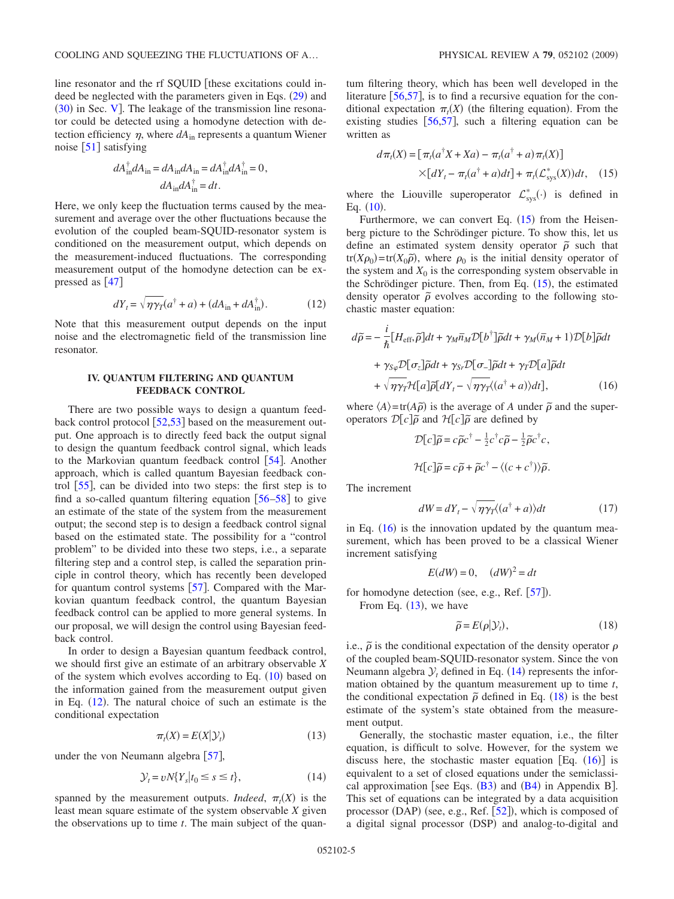line resonator and the rf SQUID [these excitations could indeed be neglected with the parameters given in Eqs. (29) and (30) in Sec. V]. The leakage of the transmission line resonator could be detected using a homodyne detection with detection efficiency $\eta$, where $dA_{\rm in}$ represents a quantum Wiener noise [51] satisfying

$$dA_{\rm in}^{\dagger}dA_{\rm in} = dA_{\rm in}dA_{\rm in} = dA_{\rm in}^{\dagger}dA_{\rm in}^{\dagger} = 0,$$
$$dA_{\rm in}dA_{\rm in}^{\dagger} = dt.$$

Here, we only keep the fluctuation terms caused by the measurement and average over the other fluctuations because the evolution of the coupled beam-SQUID-resonator system is conditioned on the measurement output, which depends on the measurement-induced fluctuations. The corresponding measurement output of the homodyne detection can be expressed as [47]

$$dY_t = \sqrt{\eta\gamma_T}(a^{\dagger} + a) + (dA_{\rm in} + dA_{\rm in}^{\dagger}). \tag{12}$$

Note that this measurement output depends on the input noise and the electromagnetic field of the transmission line resonator.

## IV. QUANTUM FILTERING AND QUANTUM FEEDBACK CONTROL

There are two possible ways to design a quantum feedback control protocol [52,53] based on the measurement output. One approach is to directly feed back the output signal to design the quantum feedback control signal, which leads to the Markovian quantum feedback control [54]. Another approach, which is called quantum Bayesian feedback control [55], can be divided into two steps: the first step is to find a so-called quantum filtering equation [56–58] to give an estimate of the state of the system from the measurement output; the second step is to design a feedback control signal based on the estimated state. The possibility for a "control problem" to be divided into these two steps, i.e., a separate filtering step and a control step, is called the separation principle in control theory, which has recently been developed for quantum control systems [57]. Compared with the Markovian quantum feedback control, the quantum Bayesian feedback control can be applied to more general systems. In our proposal, we will design the control using Bayesian feedback control.

In order to design a Bayesian quantum feedback control, we should first give an estimate of an arbitrary observable $X$ of the system which evolves according to Eq. (10) based on the information gained from the measurement output given in Eq. (12). The natural choice of such an estimate is the conditional expectation

$$\pi_t(X) = E(X|\mathcal{Y}_t) \tag{13}$$

under the von Neumann algebra [57],

$$\mathcal{Y}_t = vN\{Y_s|t_0 \leq s \leq t\}, \tag{14}$$

spanned by the measurement outputs. *Indeed*, $\pi_t(X)$ is the least mean square estimate of the system observable $X$ given the observations up to time $t$. The main subject of the quantum filtering theory, which has been well developed in the literature [56,57], is to find a recursive equation for the conditional expectation $\pi_t(X)$ (the filtering equation). From the existing studies [56,57], such a filtering equation can be written as

$$d\pi_t(X) = [\pi_t(a^{\dagger}X + Xa) - \pi_t(a^{\dagger} + a)\pi_t(X)] \times [dY_t - \pi_t(a^{\dagger} + a)dt] + \pi_t(\mathcal{L}^*_{\rm sys}(X))dt, \tag{15}$$

where the Liouville superoperator $\mathcal{L}^*_{\rm sys}(\cdot)$ is defined in Eq. (10).

Furthermore, we can convert Eq. (15) from the Heisenberg picture to the Schrödinger picture. To show this, let us define an estimated system density operator $\tilde{\rho}$ such that $\mathrm{tr}(X\rho_0) = \mathrm{tr}(X_0\tilde{\rho})$, where $\rho_0$ is the initial density operator of the system and $X_0$ is the corresponding system observable in the Schrödinger picture. Then, from Eq. (15), the estimated density operator $\tilde{\rho}$ evolves according to the following stochastic master equation:

$$\begin{aligned} d\tilde{\rho} = &-\frac{i}{\hbar}[H_{\rm eff}, \tilde{\rho}]dt + \gamma_M \bar{n}_M \mathcal{D}[b^{\dagger}]\tilde{\rho}dt + \gamma_M(\bar{n}_M + 1)\mathcal{D}[b]\tilde{\rho}dt \\ &+ \gamma_{S\varphi}\mathcal{D}[\sigma_z]\tilde{\rho}dt + \gamma_{Sr}\mathcal{D}[\sigma_-]\tilde{\rho}dt + \gamma_T \mathcal{D}[a]\tilde{\rho}dt \\ &+ \sqrt{\eta\gamma_T}\mathcal{H}[a]\tilde{\rho}[dY_t - \sqrt{\eta\gamma_T}\langle(a^{\dagger} + a)\rangle dt], \end{aligned} \tag{16}$$

where $\langle A\rangle = \mathrm{tr}(A\tilde{\rho})$ is the average of $A$ under $\tilde{\rho}$ and the superoperators $\mathcal{D}[c]\tilde{\rho}$ and $\mathcal{H}[c]\tilde{\rho}$ are defined by

$$\mathcal{D}[c]\tilde{\rho} = c\tilde{\rho}c^{\dagger} - \tfrac{1}{2}c^{\dagger}c\tilde{\rho} - \tfrac{1}{2}\tilde{\rho}c^{\dagger}c,$$

$$\mathcal{H}[c]\tilde{\rho} = c\tilde{\rho} + \tilde{\rho}c^{\dagger} - \langle(c + c^{\dagger})\rangle\tilde{\rho}.$$

The increment

$$dW = dY_t - \sqrt{\eta\gamma_T}\langle(a^{\dagger} + a)\rangle dt \tag{17}$$

in Eq. (16) is the innovation updated by the quantum measurement, which has been proved to be a classical Wiener increment satisfying

$$E(dW) = 0, \quad (dW)^2 = dt$$

for homodyne detection (see, e.g., Ref. [57]).

From Eq. (13), we have

$$\tilde{\rho} = E(\rho|\mathcal{Y}_t), \tag{18}$$

i.e., $\tilde{\rho}$ is the conditional expectation of the density operator $\rho$ of the coupled beam-SQUID-resonator system. Since the von Neumann algebra $\mathcal{Y}_t$ defined in Eq. (14) represents the information obtained by the quantum measurement up to time $t$, the conditional expectation $\tilde{\rho}$ defined in Eq. (18) is the best estimate of the system's state obtained from the measurement output.

Generally, the stochastic master equation, i.e., the filter equation, is difficult to solve. However, for the system we discuss here, the stochastic master equation [Eq. (16)] is equivalent to a set of closed equations under the semiclassical approximation [see Eqs. (B3) and (B4) in Appendix B]. This set of equations can be integrated by a data acquisition processor (DAP) (see, e.g., Ref. [52]), which is composed of a digital signal processor (DSP) and analog-to-digital and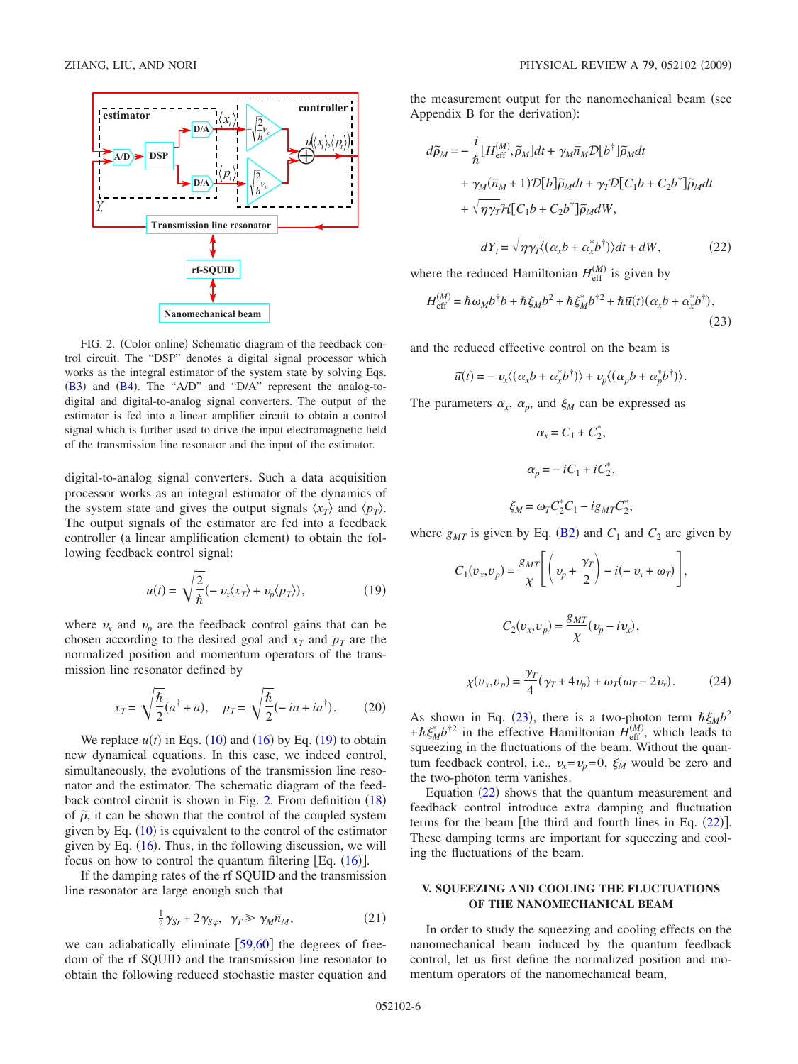FIG. 2. (Color online) Schematic diagram of the feedback control circuit. The "DSP" denotes a digital signal processor which works as the integral estimator of the system state by solving Eqs. (B3) and (B4). The "A/D" and "D/A" represent the analog-to-digital and digital-to-analog signal converters. The output of the estimator is fed into a linear amplifier circuit to obtain a control signal which is further used to drive the input electromagnetic field of the transmission line resonator and the input of the estimator.

digital-to-analog signal converters. Such a data acquisition processor works as an integral estimator of the dynamics of the system state and gives the output signals $\langle x_T \rangle$ and $\langle p_T \rangle$. The output signals of the estimator are fed into a feedback controller (a linear amplification element) to obtain the following feedback control signal:

$$u(t) = \sqrt{\frac{2}{\hbar}}(-v_x\langle x_T\rangle + v_p\langle p_T\rangle), \tag{19}$$

where $v_x$ and $v_p$ are the feedback control gains that can be chosen according to the desired goal and $x_T$ and $p_T$ are the normalized position and momentum operators of the transmission line resonator defined by

$$x_T = \sqrt{\frac{\hbar}{2}}(a^\dagger + a), \quad p_T = \sqrt{\frac{\hbar}{2}}(-ia + ia^\dagger). \tag{20}$$

We replace $u(t)$ in Eqs. (10) and (16) by Eq. (19) to obtain new dynamical equations. In this case, we indeed control, simultaneously, the evolutions of the transmission line resonator and the estimator. The schematic diagram of the feedback control circuit is shown in Fig. 2. From definition (18) of $\tilde{\rho}$, it can be shown that the control of the coupled system given by Eq. (10) is equivalent to the control of the estimator given by Eq. (16). Thus, in the following discussion, we will focus on how to control the quantum filtering [Eq. (16)].

If the damping rates of the rf SQUID and the transmission line resonator are large enough such that

$$\tfrac{1}{2}\gamma_{Sr} + 2\gamma_{S\varphi}, \quad \gamma_T \gg \gamma_M \bar{n}_M, \tag{21}$$

we can adiabatically eliminate [59,60] the degrees of freedom of the rf SQUID and the transmission line resonator to obtain the following reduced stochastic master equation and the measurement output for the nanomechanical beam (see Appendix B for the derivation):

$$\begin{aligned} d\tilde{\rho}_M = &-\frac{i}{\hbar}[H_{\text{eff}}^{(M)}, \tilde{\rho}_M]dt + \gamma_M \bar{n}_M \mathcal{D}[b^\dagger]\tilde{\rho}_M dt \\ &+ \gamma_M(\bar{n}_M + 1)\mathcal{D}[b]\tilde{\rho}_M dt + \gamma_T \mathcal{D}[C_1 b + C_2 b^\dagger]\tilde{\rho}_M dt \\ &+ \sqrt{\eta\gamma_T}\mathcal{H}[C_1 b + C_2 b^\dagger]\tilde{\rho}_M dW, \end{aligned}$$

$$dY_t = \sqrt{\eta\gamma_T}\langle(\alpha_x b + \alpha_x^* b^\dagger)\rangle dt + dW, \tag{22}$$

where the reduced Hamiltonian $H_{\text{eff}}^{(M)}$ is given by

$$H_{\text{eff}}^{(M)} = \hbar\omega_M b^\dagger b + \hbar\xi_M b^2 + \hbar\xi_M^* b^{\dagger 2} + \hbar\tilde{u}(t)(\alpha_x b + \alpha_x^* b^\dagger), \tag{23}$$

and the reduced effective control on the beam is

$$\tilde{u}(t) = -v_x\langle(\alpha_x b + \alpha_x^* b^\dagger)\rangle + v_p\langle(\alpha_p b + \alpha_p^* b^\dagger)\rangle.$$

The parameters $\alpha_x$, $\alpha_p$, and $\xi_M$ can be expressed as

$$\alpha_x = C_1 + C_2^*,$$

$$\alpha_p = -iC_1 + iC_2^*,$$

$$\xi_M = \omega_T C_2^* C_1 - i g_{MT} C_2^*,$$

where $g_{MT}$ is given by Eq. (B2) and $C_1$ and $C_2$ are given by

$$C_1(v_x, v_p) = \frac{g_{MT}}{\chi}\left[\left(v_p + \frac{\gamma_T}{2}\right) - i(-v_x + \omega_T)\right],$$

$$C_2(v_x, v_p) = \frac{g_{MT}}{\chi}(v_p - iv_x),$$

$$\chi(v_x, v_p) = \frac{\gamma_T}{4}(\gamma_T + 4v_p) + \omega_T(\omega_T - 2v_x). \tag{24}$$

As shown in Eq. (23), there is a two-photon term $\hbar\xi_M b^2 + \hbar\xi_M^* b^{\dagger 2}$ in the effective Hamiltonian $H_{\text{eff}}^{(M)}$, which leads to squeezing in the fluctuations of the beam. Without the quantum feedback control, i.e., $v_x = v_p = 0$, $\xi_M$ would be zero and the two-photon term vanishes.

Equation (22) shows that the quantum measurement and feedback control introduce extra damping and fluctuation terms for the beam [the third and fourth lines in Eq. (22)]. These damping terms are important for squeezing and cooling the fluctuations of the beam.

## V. SQUEEZING AND COOLING THE FLUCTUATIONS OF THE NANOMECHANICAL BEAM

In order to study the squeezing and cooling effects on the nanomechanical beam induced by the quantum feedback control, let us first define the normalized position and momentum operators of the nanomechanical beam,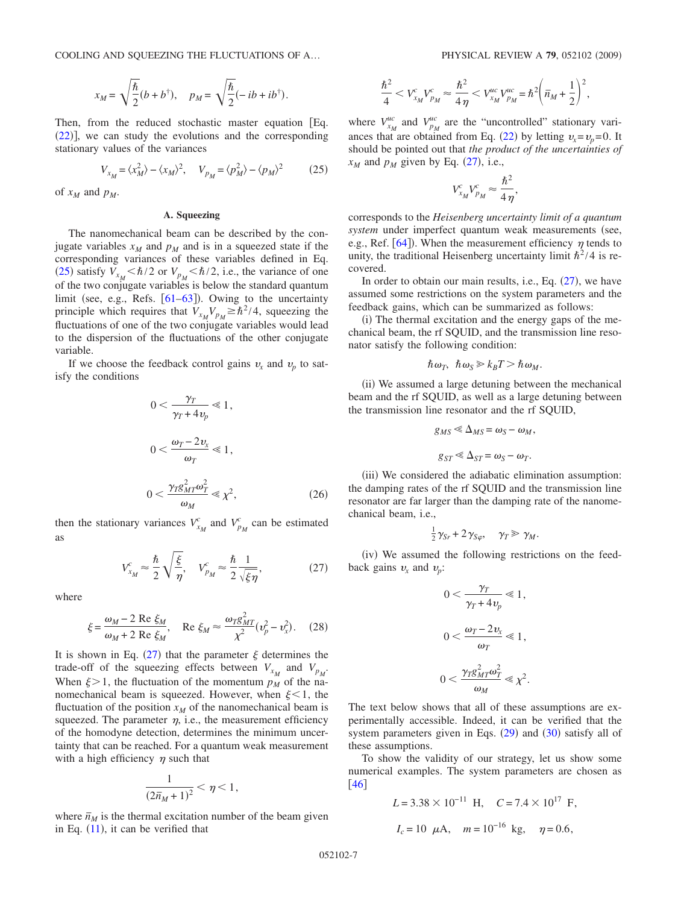$$x_M = \sqrt{\frac{\hbar}{2}}(b + b^\dagger), \quad p_M = \sqrt{\frac{\hbar}{2}}(-ib + ib^\dagger).$$

Then, from the reduced stochastic master equation [Eq. (22)], we can study the evolutions and the corresponding stationary values of the variances

$$V_{x_M} = \langle x_M^2 \rangle - \langle x_M \rangle^2, \quad V_{p_M} = \langle p_M^2 \rangle - \langle p_M \rangle^2 \tag{25}$$

of $x_M$ and $p_M$.

### A. Squeezing

The nanomechanical beam can be described by the conjugate variables $x_M$ and $p_M$ and is in a squeezed state if the corresponding variances of these variables defined in Eq. (25) satisfy $V_{x_M} < \hbar/2$ or $V_{p_M} < \hbar/2$, i.e., the variance of one of the two conjugate variables is below the standard quantum limit (see, e.g., Refs. [61–63]). Owing to the uncertainty principle which requires that $V_{x_M} V_{p_M} \geq \hbar^2/4$, squeezing the fluctuations of one of the two conjugate variables would lead to the dispersion of the fluctuations of the other conjugate variable.

If we choose the feedback control gains $v_x$ and $v_p$ to satisfy the conditions

$$0 < \frac{\gamma_T}{\gamma_T + 4v_p} \ll 1,$$

$$0 < \frac{\omega_T - 2v_x}{\omega_T} \ll 1,$$

$$0 < \frac{\gamma_T g_{MT}^2 \omega_T^2}{\omega_M} \ll \chi^2, \tag{26}$$

then the stationary variances $V_{x_M}^c$ and $V_{p_M}^c$ can be estimated as

$$V_{x_M}^c \approx \frac{\hbar}{2}\sqrt{\frac{\xi}{\eta}}, \quad V_{p_M}^c \approx \frac{\hbar}{2}\frac{1}{\sqrt{\xi \eta}}, \tag{27}$$

where

$$\xi = \frac{\omega_M - 2 \,\mathrm{Re}\, \xi_M}{\omega_M + 2 \,\mathrm{Re}\, \xi_M}, \quad \mathrm{Re}\, \xi_M \approx \frac{\omega_T g_{MT}^2}{\chi^2}(v_p^2 - v_x^2). \tag{28}$$

It is shown in Eq. (27) that the parameter $\xi$ determines the trade-off of the squeezing effects between $V_{x_M}$ and $V_{p_M}$. When $\xi > 1$, the fluctuation of the momentum $p_M$ of the nanomechanical beam is squeezed. However, when $\xi < 1$, the fluctuation of the position $x_M$ of the nanomechanical beam is squeezed. The parameter $\eta$, i.e., the measurement efficiency of the homodyne detection, determines the minimum uncertainty that can be reached. For a quantum weak measurement with a high efficiency $\eta$ such that

$$\frac{1}{(2\bar{n}_M + 1)^2} < \eta < 1,$$

where $\bar{n}_M$ is the thermal excitation number of the beam given in Eq. (11), it can be verified that

$$\frac{\hbar^2}{4} < V_{x_M}^c V_{p_M}^c \approx \frac{\hbar^2}{4\eta} < V_{x_M}^{uc} V_{p_M}^{uc} = \hbar^2 \left(\bar{n}_M + \frac{1}{2}\right)^2,$$

where $V_{x_M}^{uc}$ and $V_{p_M}^{uc}$ are the "uncontrolled" stationary variances that are obtained from Eq. (22) by letting $v_x = v_p = 0$. It should be pointed out that *the product of the uncertainties of* $x_M$ and $p_M$ given by Eq. (27), i.e.,

$$V_{x_M}^c V_{p_M}^c \approx \frac{\hbar^2}{4\eta},$$

corresponds to the *Heisenberg uncertainty limit of a quantum system* under imperfect quantum weak measurements (see, e.g., Ref. [64]). When the measurement efficiency $\eta$ tends to unity, the traditional Heisenberg uncertainty limit $\hbar^2/4$ is recovered.

In order to obtain our main results, i.e., Eq. (27), we have assumed some restrictions on the system parameters and the feedback gains, which can be summarized as follows:

(i) The thermal excitation and the energy gaps of the mechanical beam, the rf SQUID, and the transmission line resonator satisfy the following condition:

$$\hbar\omega_T, \; \hbar\omega_S \gg k_B T > \hbar\omega_M.$$

(ii) We assumed a large detuning between the mechanical beam and the rf SQUID, as well as a large detuning between the transmission line resonator and the rf SQUID,

$$g_{MS} \ll \Delta_{MS} = \omega_S - \omega_M,$$

$$g_{ST} \ll \Delta_{ST} = \omega_S - \omega_T.$$

(iii) We considered the adiabatic elimination assumption: the damping rates of the rf SQUID and the transmission line resonator are far larger than the damping rate of the nanomechanical beam, i.e.,

$$\tfrac{1}{2}\gamma_{Sr} + 2\gamma_{S\varphi}, \quad \gamma_T \gg \gamma_M.$$

(iv) We assumed the following restrictions on the feedback gains $v_x$, $v_p$:

$$0 < \frac{\gamma_T}{\gamma_T + 4v_p} \ll 1,$$

$$0 < \frac{\omega_T - 2v_x}{\omega_T} \ll 1,$$

$$0 < \frac{\gamma_T g_{MT}^2 \omega_T^2}{\omega_M} \ll \chi^2.$$

The text below shows that all of these assumptions are experimentally accessible. Indeed, it can be verified that the system parameters given in Eqs. (29) and (30) satisfy all of these assumptions.

To show the validity of our strategy, let us show some numerical examples. The system parameters are chosen as [46]

$$L = 3.38 \times 10^{-11} \;\; \mathrm{H}, \quad C = 7.4 \times 10^{17} \;\; \mathrm{F},$$

$$I_c = 10 \;\; \mu\mathrm{A}, \quad m = 10^{-16} \;\; \mathrm{kg}, \quad \eta = 0.6,$$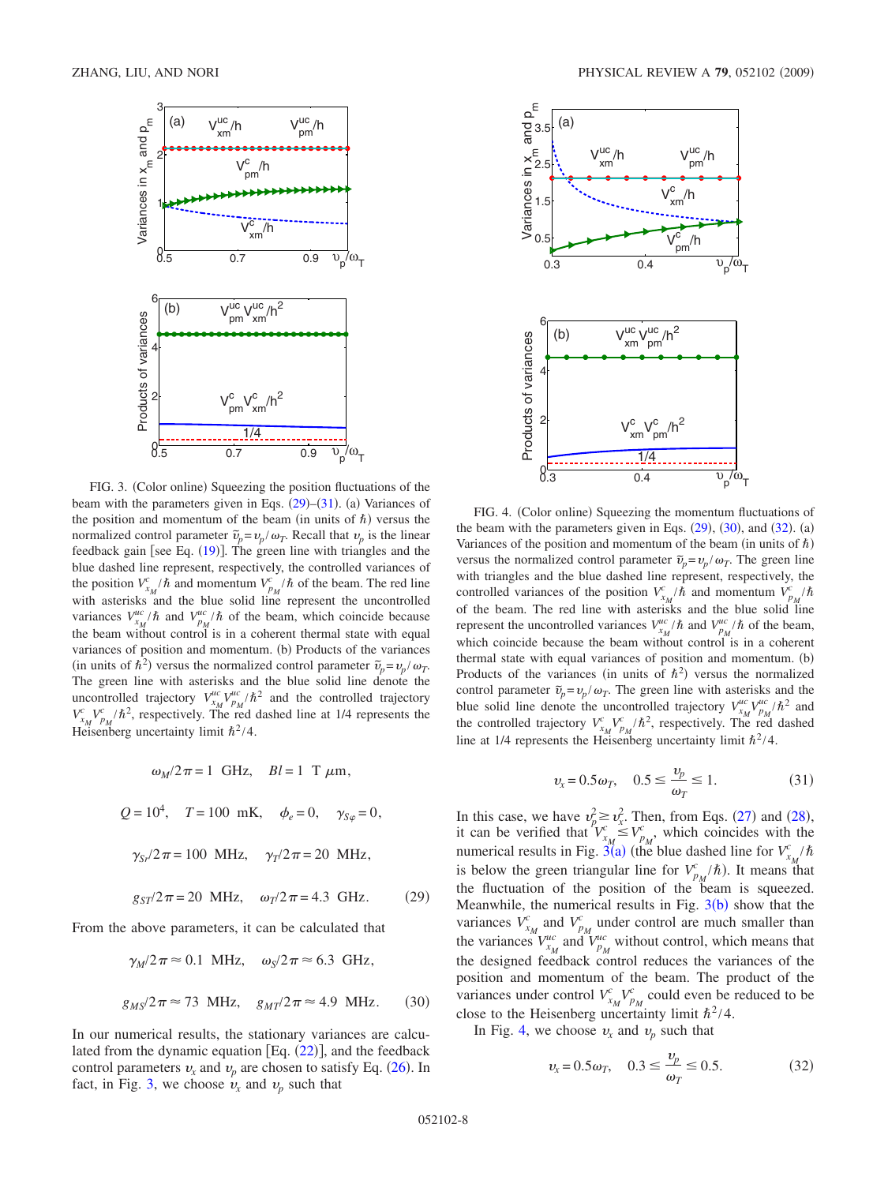FIG. 3. (Color online) Squeezing the position fluctuations of the beam with the parameters given in Eqs. (29)–(31). (a) Variances of the position and momentum of the beam (in units of $\hbar$) versus the normalized control parameter $\tilde{v}_p = v_p/\omega_T$. Recall that $v_p$ is the linear feedback gain [see Eq. (19)]. The green line with triangles and the blue dashed line represent, respectively, the controlled variances of the position $V^c_{x_M}/\hbar$ and momentum $V^c_{p_M}/\hbar$ of the beam. The red line with asterisks and the blue solid line represent the uncontrolled variances $V^{uc}_{x_M}/\hbar$ and $V^{uc}_{p_M}/\hbar$ of the beam, which coincide because the beam without control is in a coherent thermal state with equal variances of position and momentum. (b) Products of the variances (in units of $\hbar^2$) versus the normalized control parameter $\tilde{v}_p = v_p/\omega_T$. The green line with asterisks and the blue solid line denote the uncontrolled trajectory $V^{uc}_{x_M}V^{uc}_{p_M}/\hbar^2$ and the controlled trajectory $V^c_{x_M}V^c_{p_M}/\hbar^2$, respectively. The red dashed line at 1/4 represents the Heisenberg uncertainty limit $\hbar^2/4$.

$$\omega_M/2\pi = 1 \text{ GHz}, \quad Bl = 1 \text{ T } \mu\text{m},$$

$$Q = 10^4, \quad T = 100 \text{ mK}, \quad \phi_e = 0, \quad \gamma_{S\varphi} = 0,$$

$$\gamma_{Sr}/2\pi = 100 \text{ MHz}, \quad \gamma_T/2\pi = 20 \text{ MHz},$$

$$g_{ST}/2\pi = 20 \text{ MHz}, \quad \omega_T/2\pi = 4.3 \text{ GHz}. \tag{29}$$

From the above parameters, it can be calculated that

$$\gamma_M/2\pi \approx 0.1 \text{ MHz}, \quad \omega_S/2\pi \approx 6.3 \text{ GHz},$$

$$g_{MS}/2\pi \approx 73 \text{ MHz}, \quad g_{MT}/2\pi \approx 4.9 \text{ MHz}. \tag{30}$$

In our numerical results, the stationary variances are calculated from the dynamic equation [Eq. (22)], and the feedback control parameters $v_x$ and $v_p$ are chosen to satisfy Eq. (26). In fact, in Fig. 3, we choose $v_x$ and $v_p$ such that

FIG. 4. (Color online) Squeezing the momentum fluctuations of the beam with the parameters given in Eqs. (29), (30), and (32). (a) Variances of the position and momentum of the beam (in units of $\hbar$) versus the normalized control parameter $\tilde{v}_p = v_p/\omega_T$. The green line with triangles and the blue dashed line represent, respectively, the controlled variances of the position $V^c_{x_M}/\hbar$ and momentum $V^c_{p_M}/\hbar$ of the beam. The red line with asterisks and the blue solid line represent the uncontrolled variances $V^{uc}_{x_M}/\hbar$ and $V^{uc}_{p_M}/\hbar$ of the beam, which coincide because the beam without control is in a coherent thermal state with equal variances of position and momentum. (b) Products of the variances (in units of $\hbar^2$) versus the normalized control parameter $\tilde{v}_p = v_p/\omega_T$. The green line with asterisks and the blue solid line denote the uncontrolled trajectory $V^{uc}_{x_M}V^{uc}_{p_M}/\hbar^2$ and the controlled trajectory $V^c_{x_M}V^c_{p_M}/\hbar^2$, respectively. The red dashed line at 1/4 represents the Heisenberg uncertainty limit $\hbar^2/4$.

$$v_x = 0.5\omega_T, \quad 0.5 \leq \frac{v_p}{\omega_T} \leq 1. \tag{31}$$

In this case, we have $v_p^2 \geq v_x^2$. Then, from Eqs. (27) and (28), it can be verified that $V^c_{x_M} \leq V^c_{p_M}$, which coincides with the numerical results in Fig. 3(a) (the blue dashed line for $V^c_{x_M}/\hbar$ is below the green triangular line for $V^c_{p_M}/\hbar$). It means that the fluctuation of the position of the beam is squeezed. Meanwhile, the numerical results in Fig. 3(b) show that the variances $V^c_{x_M}$ and $V^c_{p_M}$ under control are much smaller than the variances $V^{uc}_{x_M}$ and $V^{uc}_{p_M}$ without control, which means that the designed feedback control reduces the variances of the position and momentum of the beam. The product of the variances under control $V^c_{x_M}V^c_{p_M}$ could even be reduced to be close to the Heisenberg uncertainty limit $\hbar^2/4$.

In Fig. 4, we choose $v_x$ and $v_p$ such that

$$v_x = 0.5\omega_T, \quad 0.3 \leq \frac{v_p}{\omega_T} \leq 0.5. \tag{32}$$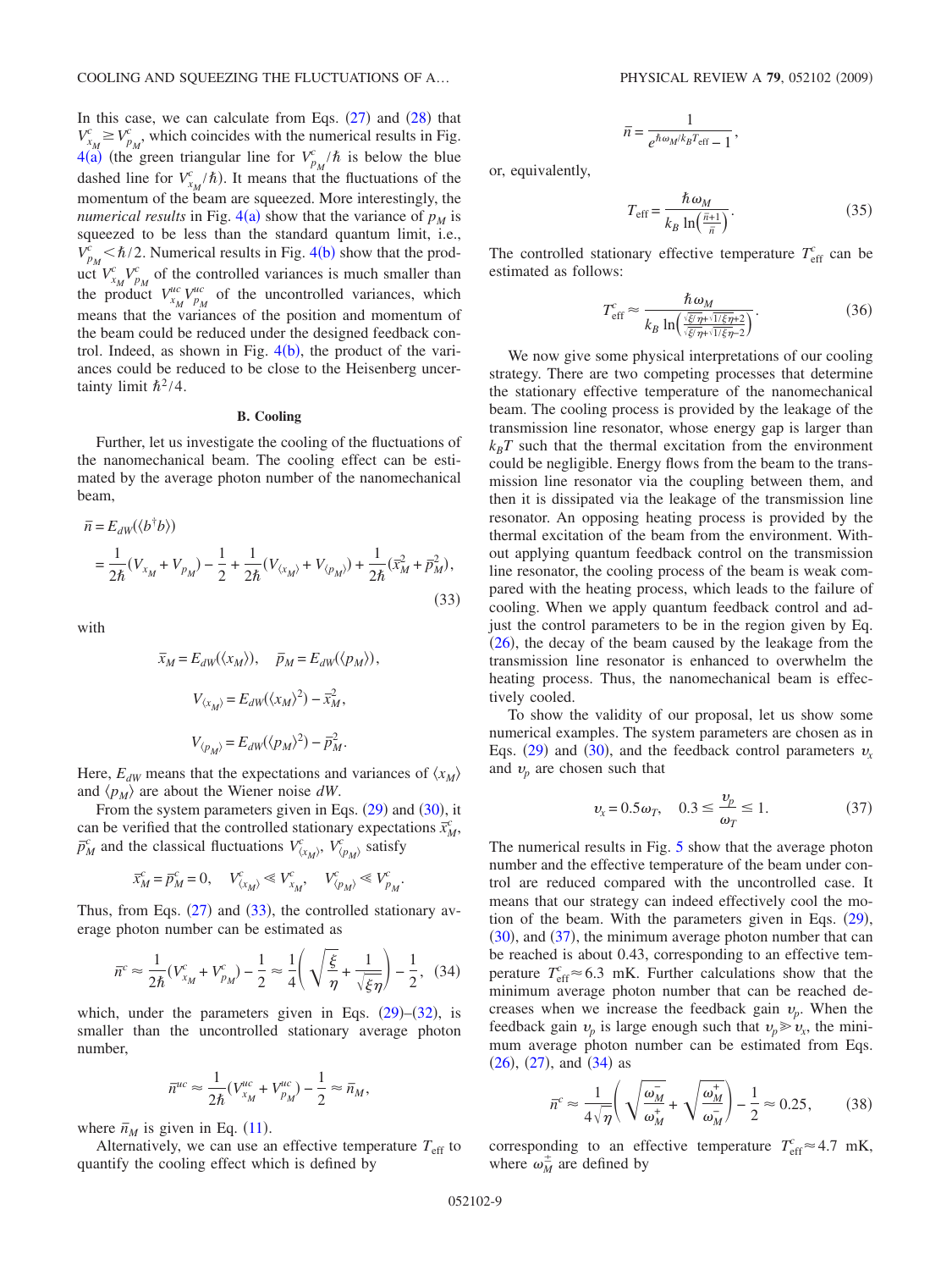In this case, we can calculate from Eqs. (27) and (28) that $V^c_{x_M} \geq V^c_{p_M}$, which coincides with the numerical results in Fig. 4(a) (the green triangular line for $V^c_{p_M}/\hbar$ is below the blue dashed line for $V^c_{x_M}/\hbar$). It means that the fluctuations of the momentum of the beam are squeezed. More interestingly, the *numerical results* in Fig. 4(a) show that the variance of $p_M$ is squeezed to be less than the standard quantum limit, i.e., $V^c_{p_M} < \hbar/2$. Numerical results in Fig. 4(b) show that the product $V^c_{x_M} V^c_{p_M}$ of the controlled variances is much smaller than the product $V^{uc}_{x_M} V^{uc}_{p_M}$ of the uncontrolled variances, which means that the variances of the position and momentum of the beam could be reduced under the designed feedback control. Indeed, as shown in Fig. 4(b), the product of the variances could be reduced to be close to the Heisenberg uncertainty limit $\hbar^2/4$.

### B. Cooling

Further, let us investigate the cooling of the fluctuations of the nanomechanical beam. The cooling effect can be estimated by the average photon number of the nanomechanical beam,

$$
\begin{aligned}
\bar{n} &= E_{dW}(\langle b^\dagger b \rangle) \\
&= \frac{1}{2\hbar}(V_{x_M} + V_{p_M}) - \frac{1}{2} + \frac{1}{2\hbar}(V_{\langle x_M \rangle} + V_{\langle p_M \rangle}) + \frac{1}{2\hbar}(\bar{x}_M^2 + \bar{p}_M^2),
\end{aligned}
\tag{33}
$$

with

$$
\bar{x}_M = E_{dW}(\langle x_M \rangle), \quad \bar{p}_M = E_{dW}(\langle p_M \rangle),
$$

$$
V_{\langle x_M \rangle} = E_{dW}(\langle x_M \rangle^2) - \bar{x}_M^2,
$$

$$
V_{\langle p_M \rangle} = E_{dW}(\langle p_M \rangle^2) - \bar{p}_M^2.
$$

Here, $E_{dW}$ means that the expectations and variances of $\langle x_M \rangle$ and $\langle p_M \rangle$ are about the Wiener noise $dW$.

From the system parameters given in Eqs. (29) and (30), it can be verified that the controlled stationary expectations $\bar{x}^c_M$, $\bar{p}^c_M$ and the classical fluctuations $V^c_{\langle x_M \rangle}$, $V^c_{\langle p_M \rangle}$ satisfy

$$
\bar{x}^c_M = \bar{p}^c_M = 0, \quad V^c_{\langle x_M \rangle} \ll V^c_{x_M}, \quad V^c_{\langle p_M \rangle} \ll V^c_{p_M}.
$$

Thus, from Eqs. (27) and (33), the controlled stationary average photon number can be estimated as

$$
\bar{n}^c \approx \frac{1}{2\hbar}(V^c_{x_M} + V^c_{p_M}) - \frac{1}{2} \approx \frac{1}{4}\left(\sqrt{\frac{\xi}{\eta}} + \frac{1}{\sqrt{\xi\eta}}\right) - \frac{1}{2}, \tag{34}
$$

which, under the parameters given in Eqs. (29)–(32), is smaller than the uncontrolled stationary average photon number,

$$
\bar{n}^{uc} \approx \frac{1}{2\hbar}(V^{uc}_{x_M} + V^{uc}_{p_M}) - \frac{1}{2} \approx \bar{n}_M,
$$

where $\bar{n}_M$ is given in Eq. (11).

Alternatively, we can use an effective temperature $T_{\text{eff}}$ to quantify the cooling effect which is defined by

$$
\bar{n} = \frac{1}{e^{\hbar\omega_M/k_B T_{\text{eff}}} - 1},
$$

or, equivalently,

$$
T_{\text{eff}} = \frac{\hbar\omega_M}{k_B \ln\left(\frac{\bar{n}+1}{\bar{n}}\right)}. \tag{35}
$$

The controlled stationary effective temperature $T^c_{\text{eff}}$ can be estimated as follows:

$$
T^c_{\text{eff}} \approx \frac{\hbar\omega_M}{k_B \ln\left(\frac{\sqrt{\xi/\eta} + \sqrt{1/\xi\eta} + 2}{\sqrt{\xi/\eta} + \sqrt{1/\xi\eta} - 2}\right)}. \tag{36}
$$

We now give some physical interpretations of our cooling strategy. There are two competing processes that determine the stationary effective temperature of the nanomechanical beam. The cooling process is provided by the leakage of the transmission line resonator, whose energy gap is larger than $k_B T$ such that the thermal excitation from the environment could be negligible. Energy flows from the beam to the transmission line resonator via the coupling between them, and then it is dissipated via the leakage of the transmission line resonator. An opposing heating process is provided by the thermal excitation of the beam from the environment. Without applying quantum feedback control on the transmission line resonator, the cooling process of the beam is weak compared with the heating process, which leads to the failure of cooling. When we apply quantum feedback control and adjust the control parameters to be in the region given by Eq. (26), the decay of the beam caused by the leakage from the transmission line resonator is enhanced to overwhelm the heating process. Thus, the nanomechanical beam is effectively cooled.

To show the validity of our proposal, let us show some numerical examples. The system parameters are chosen as in Eqs. (29) and (30), and the feedback control parameters $v_x$ and $v_p$ are chosen such that

$$
v_x = 0.5\omega_T, \quad 0.3 \leq \frac{v_p}{\omega_T} \leq 1. \tag{37}
$$

The numerical results in Fig. 5 show that the average photon number and the effective temperature of the beam under control are reduced compared with the uncontrolled case. It means that our strategy can indeed effectively cool the motion of the beam. With the parameters given in Eqs. (29), (30), and (37), the minimum average photon number that can be reached is about 0.43, corresponding to an effective temperature $T^c_{\text{eff}} \approx 6.3$ mK. Further calculations show that the minimum average photon number that can be reached decreases when we increase the feedback gain $v_p$. When the feedback gain $v_p$ is large enough such that $v_p \gg v_x$, the minimum average photon number can be estimated from Eqs. (26), (27), and (34) as

$$
\bar{n}^c \approx \frac{1}{4\sqrt{\eta}}\left(\sqrt{\frac{\omega_M^-}{\omega_M^+}} + \sqrt{\frac{\omega_M^+}{\omega_M^-}}\right) - \frac{1}{2} \approx 0.25, \tag{38}
$$

corresponding to an effective temperature $T^c_{\text{eff}} \approx 4.7$ mK, where $\omega_M^\pm$ are defined by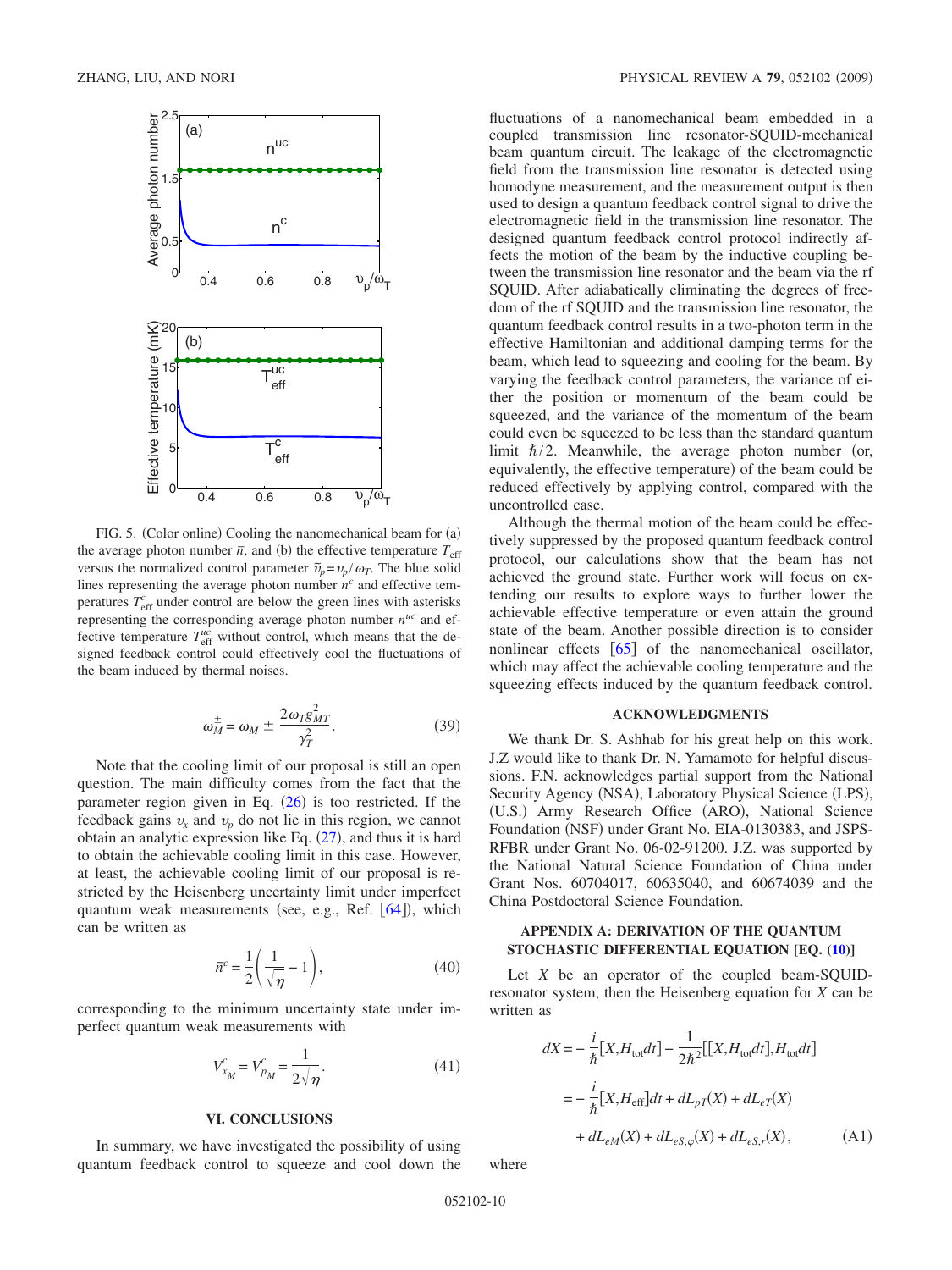FIG. 5. (Color online) Cooling the nanomechanical beam for (a) the average photon number $\bar{n}$, and (b) the effective temperature $T_{\text{eff}}$ versus the normalized control parameter $\tilde{\upsilon}_p = \upsilon_p/\omega_T$. The blue solid lines representing the average photon number $n^c$ and effective temperatures $T_{\text{eff}}^c$ under control are below the green lines with asterisks representing the corresponding average photon number $n^{uc}$ and effective temperature $T_{\text{eff}}^{uc}$ without control, which means that the designed feedback control could effectively cool the fluctuations of the beam induced by thermal noises.

$$\omega_M^{\pm} = \omega_M \pm \frac{2\omega_T g_{MT}^2}{\gamma_T^2}. \tag{39}$$

Note that the cooling limit of our proposal is still an open question. The main difficulty comes from the fact that the parameter region given in Eq. (26) is too restricted. If the feedback gains $\upsilon_x$ and $\upsilon_p$ do not lie in this region, we cannot obtain an analytic expression like Eq. (27), and thus it is hard to obtain the achievable cooling limit in this case. However, at least, the achievable cooling limit of our proposal is restricted by the Heisenberg uncertainty limit under imperfect quantum weak measurements (see, e.g., Ref. [64]), which can be written as

$$\bar{n}^c = \frac{1}{2}\left(\frac{1}{\sqrt{\eta}} - 1\right), \tag{40}$$

corresponding to the minimum uncertainty state under imperfect quantum weak measurements with

$$V_{x_M}^c = V_{p_M}^c = \frac{1}{2\sqrt{\eta}}. \tag{41}$$

## VI. CONCLUSIONS

In summary, we have investigated the possibility of using quantum feedback control to squeeze and cool down the fluctuations of a nanomechanical beam embedded in a coupled transmission line resonator-SQUID-mechanical beam quantum circuit. The leakage of the electromagnetic field from the transmission line resonator is detected using homodyne measurement, and the measurement output is then used to design a quantum feedback control signal to drive the electromagnetic field in the transmission line resonator. The designed quantum feedback control protocol indirectly affects the motion of the beam by the inductive coupling between the transmission line resonator and the beam via the rf SQUID. After adiabatically eliminating the degrees of freedom of the rf SQUID and the transmission line resonator, the quantum feedback control results in a two-photon term in the effective Hamiltonian and additional damping terms for the beam, which lead to squeezing and cooling for the beam. By varying the feedback control parameters, the variance of either the position or momentum of the beam could be squeezed, and the variance of the momentum of the beam could even be squeezed to be less than the standard quantum limit $\hbar/2$. Meanwhile, the average photon number (or, equivalently, the effective temperature) of the beam could be reduced effectively by applying control, compared with the uncontrolled case.

Although the thermal motion of the beam could be effectively suppressed by the proposed quantum feedback control protocol, our calculations show that the beam has not achieved the ground state. Further work will focus on extending our results to explore ways to further lower the achievable effective temperature or even attain the ground state of the beam. Another possible direction is to consider nonlinear effects [65] of the nanomechanical oscillator, which may affect the achievable cooling temperature and the squeezing effects induced by the quantum feedback control.

## ACKNOWLEDGMENTS

We thank Dr. S. Ashhab for his great help on this work. J.Z would like to thank Dr. N. Yamamoto for helpful discussions. F.N. acknowledges partial support from the National Security Agency (NSA), Laboratory Physical Science (LPS), (U.S.) Army Research Office (ARO), National Science Foundation (NSF) under Grant No. EIA-0130383, and JSPS-RFBR under Grant No. 06-02-91200. J.Z. was supported by the National Natural Science Foundation of China under Grant Nos. 60704017, 60635040, and 60674039 and the China Postdoctoral Science Foundation.

## APPENDIX A: DERIVATION OF THE QUANTUM STOCHASTIC DIFFERENTIAL EQUATION [EQ. (10)]

Let $X$ be an operator of the coupled beam-SQUID-resonator system, then the Heisenberg equation for $X$ can be written as

$$\begin{aligned} dX &= -\frac{i}{\hbar}[X, H_{\text{tot}}dt] - \frac{1}{2\hbar^2}[[X, H_{\text{tot}}dt], H_{\text{tot}}dt] \\ &= -\frac{i}{\hbar}[X, H_{\text{eff}}]dt + dL_{pT}(X) + dL_{eT}(X) \\ &\quad + dL_{eM}(X) + dL_{eS,\varphi}(X) + dL_{eS,r}(X), \end{aligned} \tag{A1}$$

where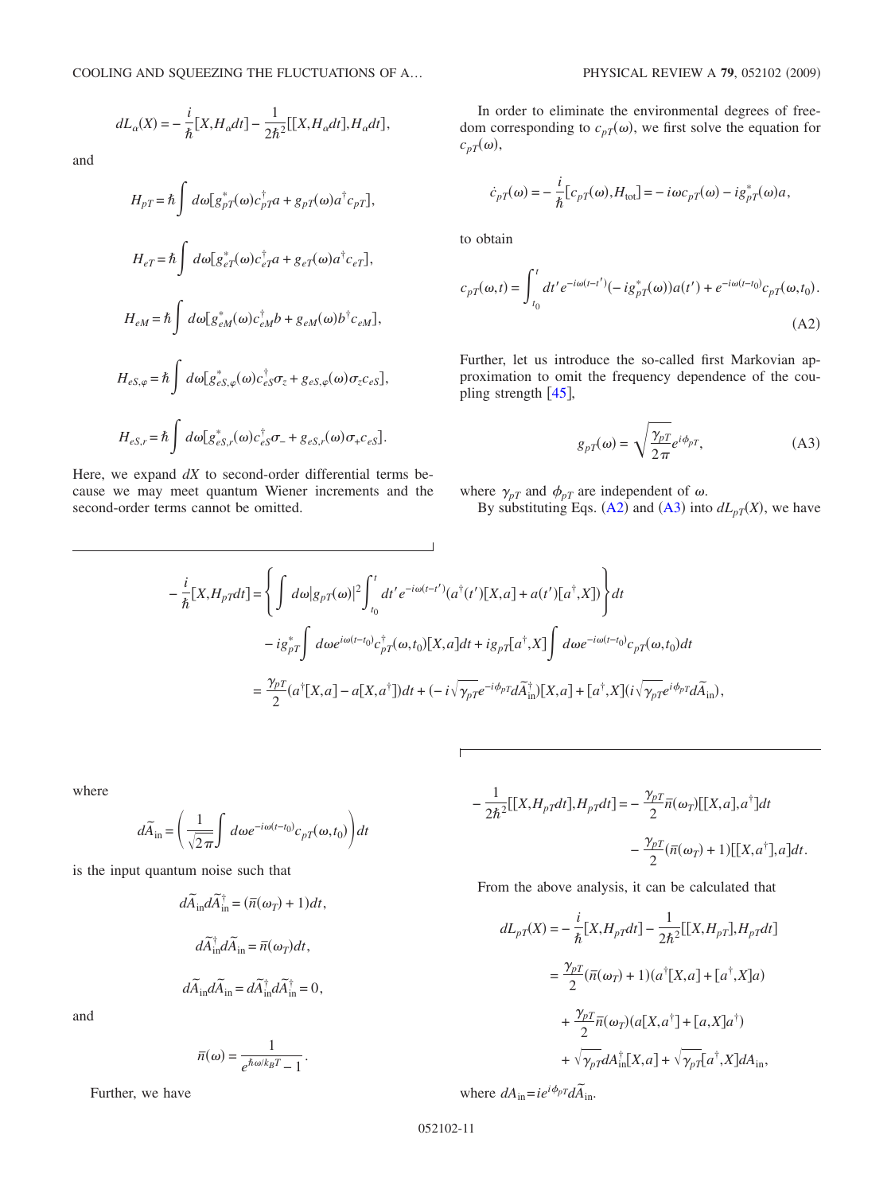$$dL_\alpha(X) = -\frac{i}{\hbar}[X,H_\alpha dt] - \frac{1}{2\hbar^2}[[X,H_\alpha dt],H_\alpha dt],$$

and

$$H_{pT} = \hbar\int d\omega[g_{pT}^*(\omega)c_{pT}^\dagger a + g_{pT}(\omega)a^\dagger c_{pT}],$$

$$H_{eT} = \hbar\int d\omega[g_{eT}^*(\omega)c_{eT}^\dagger a + g_{eT}(\omega)a^\dagger c_{eT}],$$

$$H_{eM} = \hbar\int d\omega[g_{eM}^*(\omega)c_{eM}^\dagger b + g_{eM}(\omega)b^\dagger c_{eM}],$$

$$H_{eS,\varphi} = \hbar\int d\omega[g_{eS,\varphi}^*(\omega)c_{eS}^\dagger \sigma_z + g_{eS,\varphi}(\omega)\sigma_z c_{eS}],$$

$$H_{eS,r} = \hbar\int d\omega[g_{eS,r}^*(\omega)c_{eS}^\dagger \sigma_- + g_{eS,r}(\omega)\sigma_+ c_{eS}].$$

Here, we expand $dX$ to second-order differential terms because we may meet quantum Wiener increments and the second-order terms cannot be omitted.

In order to eliminate the environmental degrees of freedom corresponding to $c_{pT}(\omega)$, we first solve the equation for $c_{pT}(\omega)$,

$$\dot{c}_{pT}(\omega) = -\frac{i}{\hbar}[c_{pT}(\omega),H_{\text{tot}}] = -i\omega c_{pT}(\omega) - ig_{pT}^*(\omega)a,$$

to obtain

$$c_{pT}(\omega,t) = \int_{t_0}^{t} dt' e^{-i\omega(t-t')}(-ig_{pT}^*(\omega))a(t') + e^{-i\omega(t-t_0)}c_{pT}(\omega,t_0). \tag{A2}$$

Further, let us introduce the so-called first Markovian approximation to omit the frequency dependence of the coupling strength [45],

$$g_{pT}(\omega) = \sqrt{\frac{\gamma_{pT}}{2\pi}}e^{i\phi_{pT}}, \tag{A3}$$

where $\gamma_{pT}$ and $\phi_{pT}$ are independent of $\omega$.

By substituting Eqs. (A2) and (A3) into $dL_{pT}(X)$, we have

$$\begin{aligned}
-\frac{i}{\hbar}[X,H_{pT}dt] &= \left\{\int d\omega|g_{pT}(\omega)|^2\int_{t_0}^{t} dt' e^{-i\omega(t-t')}(a^\dagger(t')[X,a] + a(t')[a^\dagger,X])\right\}dt \\
&\quad - ig_{pT}^*\int d\omega e^{i\omega(t-t_0)}c_{pT}^\dagger(\omega,t_0)[X,a]dt + ig_{pT}[a^\dagger,X]\int d\omega e^{-i\omega(t-t_0)}c_{pT}(\omega,t_0)dt \\
&= \frac{\gamma_{pT}}{2}(a^\dagger[X,a] - a[X,a^\dagger])dt + (-i\sqrt{\gamma_{pT}}e^{-i\phi_{pT}}d\tilde{A}_{\text{in}}^\dagger)[X,a] + [a^\dagger,X](i\sqrt{\gamma_{pT}}e^{i\phi_{pT}}d\tilde{A}_{\text{in}}),
\end{aligned}$$

where

$$d\tilde{A}_{\text{in}} = \left(\frac{1}{\sqrt{2\pi}}\int d\omega e^{-i\omega(t-t_0)}c_{pT}(\omega,t_0)\right)dt$$

is the input quantum noise such that

$$d\tilde{A}_{\text{in}}d\tilde{A}_{\text{in}}^\dagger = (\bar{n}(\omega_T)+1)dt,$$

$$d\tilde{A}_{\text{in}}^\dagger d\tilde{A}_{\text{in}} = \bar{n}(\omega_T)dt,$$

$$d\tilde{A}_{\text{in}}d\tilde{A}_{\text{in}} = d\tilde{A}_{\text{in}}^\dagger d\tilde{A}_{\text{in}}^\dagger = 0,$$

and

$$\bar{n}(\omega) = \frac{1}{e^{\hbar\omega/k_BT}-1}.$$

Further, we have

$$\begin{aligned}
-\frac{1}{2\hbar^2}[[X,H_{pT}dt],H_{pT}dt] &= -\frac{\gamma_{pT}}{2}\bar{n}(\omega_T)[[X,a],a^\dagger]dt \\
&\quad - \frac{\gamma_{pT}}{2}(\bar{n}(\omega_T)+1)[[X,a^\dagger],a]dt.
\end{aligned}$$

From the above analysis, it can be calculated that

$$\begin{aligned}
dL_{pT}(X) &= -\frac{i}{\hbar}[X,H_{pT}dt] - \frac{1}{2\hbar^2}[[X,H_{pT}],H_{pT}dt] \\
&= \frac{\gamma_{pT}}{2}(\bar{n}(\omega_T)+1)(a^\dagger[X,a] + [a^\dagger,X]a) \\
&\quad + \frac{\gamma_{pT}}{2}\bar{n}(\omega_T)(a[X,a^\dagger] + [a,X]a^\dagger) \\
&\quad + \sqrt{\gamma_{pT}}dA_{\text{in}}^\dagger[X,a] + \sqrt{\gamma_{pT}}[a^\dagger,X]dA_{\text{in}},
\end{aligned}$$

where $dA_{\text{in}} = ie^{i\phi_{pT}}d\tilde{A}_{\text{in}}$.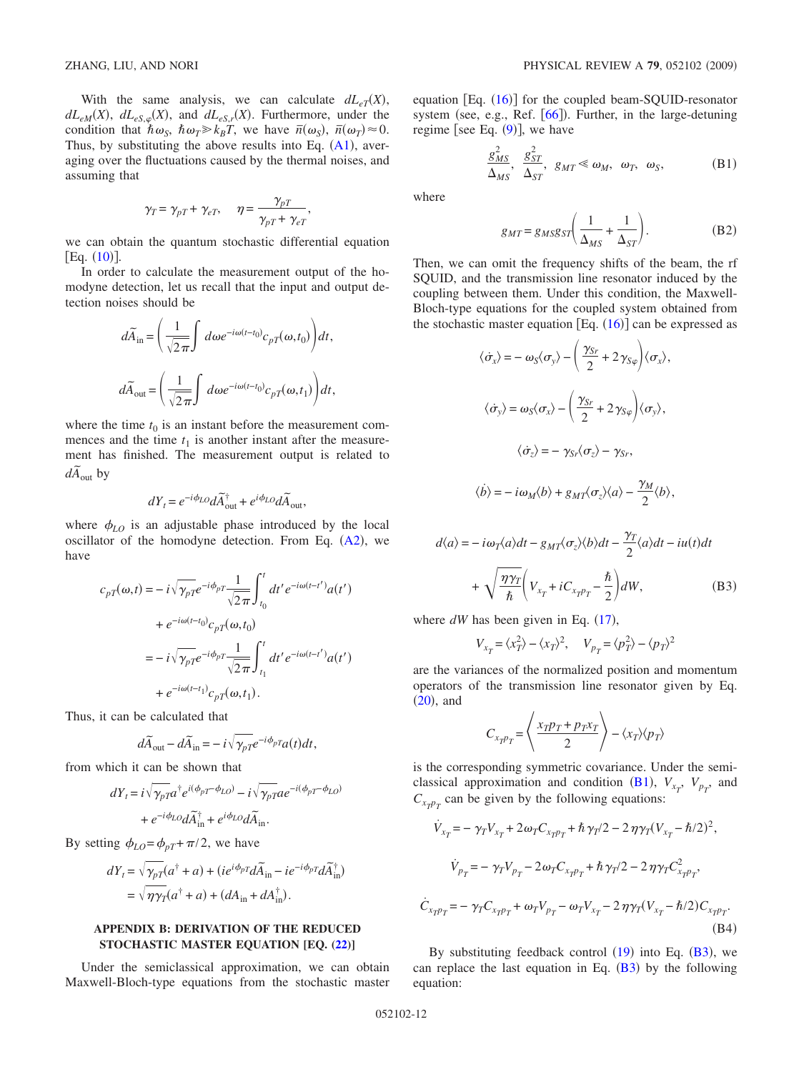With the same analysis, we can calculate $dL_{eT}(X)$, $dL_{eM}(X)$, $dL_{eS,\varphi}(X)$, and $dL_{eS,r}(X)$. Furthermore, under the condition that $\hbar\omega_S$, $\hbar\omega_T \gg k_B T$, we have $\bar{n}(\omega_S)$, $\bar{n}(\omega_T)\approx 0$. Thus, by substituting the above results into Eq. (A1), averaging over the fluctuations caused by the thermal noises, and assuming that

$$\gamma_T = \gamma_{pT} + \gamma_{eT}, \qquad \eta = \frac{\gamma_{pT}}{\gamma_{pT}+\gamma_{eT}},$$

we can obtain the quantum stochastic differential equation [Eq. (10)].

In order to calculate the measurement output of the homodyne detection, let us recall that the input and output detection noises should be

$$d\tilde{A}_{\rm in} = \left(\frac{1}{\sqrt{2\pi}}\int d\omega e^{-i\omega(t-t_0)} c_{pT}(\omega,t_0)\right)dt,$$

$$d\tilde{A}_{\rm out} = \left(\frac{1}{\sqrt{2\pi}}\int d\omega e^{-i\omega(t-t_0)} c_{pT}(\omega,t_1)\right)dt,$$

where the time $t_0$ is an instant before the measurement commences and the time $t_1$ is another instant after the measurement has finished. The measurement output is related to $d\tilde{A}_{\rm out}$ by

$$dY_t = e^{-i\phi_{LO}} d\tilde{A}_{\rm out}^{\dagger} + e^{i\phi_{LO}} d\tilde{A}_{\rm out},$$

where $\phi_{LO}$ is an adjustable phase introduced by the local oscillator of the homodyne detection. From Eq. (A2), we have

$$\begin{aligned}
c_{pT}(\omega,t) &= -i\sqrt{\gamma_{pT}}e^{-i\phi_{pT}}\frac{1}{\sqrt{2\pi}}\int_{t_0}^{t} dt' e^{-i\omega(t-t')}a(t') \\
&\quad + e^{-i\omega(t-t_0)}c_{pT}(\omega,t_0) \\
&= -i\sqrt{\gamma_{pT}}e^{-i\phi_{pT}}\frac{1}{\sqrt{2\pi}}\int_{t_1}^{t} dt' e^{-i\omega(t-t')}a(t') \\
&\quad + e^{-i\omega(t-t_1)}c_{pT}(\omega,t_1).
\end{aligned}$$

Thus, it can be calculated that

$$d\tilde{A}_{\rm out} - d\tilde{A}_{\rm in} = -i\sqrt{\gamma_{pT}}e^{-i\phi_{pT}}a(t)dt,$$

from which it can be shown that

$$\begin{aligned}
dY_t &= i\sqrt{\gamma_{pT}}a^{\dagger}e^{i(\phi_{pT}-\phi_{LO})} - i\sqrt{\gamma_{pT}}a e^{-i(\phi_{pT}-\phi_{LO})} \\
&\quad + e^{-i\phi_{LO}}d\tilde{A}_{\rm in}^{\dagger} + e^{i\phi_{LO}}d\tilde{A}_{\rm in}.
\end{aligned}$$

By setting $\phi_{LO}=\phi_{pT}+\pi/2$, we have

$$\begin{aligned}
dY_t &= \sqrt{\gamma_{pT}}(a^{\dagger}+a) + (ie^{i\phi_{pT}}d\tilde{A}_{\rm in} - ie^{-i\phi_{pT}}d\tilde{A}_{\rm in}^{\dagger}) \\
&= \sqrt{\eta\gamma_T}(a^{\dagger}+a) + (dA_{\rm in} + dA_{\rm in}^{\dagger}).
\end{aligned}$$

## APPENDIX B: DERIVATION OF THE REDUCED STOCHASTIC MASTER EQUATION [EQ. (22)]

Under the semiclassical approximation, we can obtain Maxwell-Bloch-type equations from the stochastic master equation [Eq. (16)] for the coupled beam-SQUID-resonator system (see, e.g., Ref. [66]). Further, in the large-detuning regime [see Eq. (9)], we have

$$\frac{g_{MS}^2}{\Delta_{MS}},\ \frac{g_{ST}^2}{\Delta_{ST}},\ g_{MT} \ll \omega_M,\ \omega_T,\ \omega_S, \tag{B1}$$

where

$$g_{MT} = g_{MS}g_{ST}\left(\frac{1}{\Delta_{MS}}+\frac{1}{\Delta_{ST}}\right). \tag{B2}$$

Then, we can omit the frequency shifts of the beam, the rf SQUID, and the transmission line resonator induced by the coupling between them. Under this condition, the Maxwell-Bloch-type equations for the coupled system obtained from the stochastic master equation [Eq. (16)] can be expressed as

$$\begin{aligned}
\langle\dot{\sigma}_x\rangle &= -\omega_S\langle\sigma_y\rangle - \left(\frac{\gamma_{Sr}}{2}+2\gamma_{S\varphi}\right)\langle\sigma_x\rangle, \\
\langle\dot{\sigma}_y\rangle &= \omega_S\langle\sigma_x\rangle - \left(\frac{\gamma_{Sr}}{2}+2\gamma_{S\varphi}\right)\langle\sigma_y\rangle, \\
\langle\dot{\sigma}_z\rangle &= -\gamma_{Sr}\langle\sigma_z\rangle - \gamma_{Sr}, \\
\langle\dot{b}\rangle &= -i\omega_M\langle b\rangle + g_{MT}\langle\sigma_z\rangle\langle a\rangle - \frac{\gamma_M}{2}\langle b\rangle, \\
d\langle a\rangle &= -i\omega_T\langle a\rangle dt - g_{MT}\langle\sigma_z\rangle\langle b\rangle dt - \frac{\gamma_T}{2}\langle a\rangle dt - iu(t)dt \\
&\quad + \sqrt{\frac{\eta\gamma_T}{\hbar}}\left(V_{x_T} + iC_{x_Tp_T} - \frac{\hbar}{2}\right)dW,
\end{aligned} \tag{B3}$$

where $dW$ has been given in Eq. (17),

$$V_{x_T} = \langle x_T^2\rangle - \langle x_T\rangle^2, \quad V_{p_T} = \langle p_T^2\rangle - \langle p_T\rangle^2$$

are the variances of the normalized position and momentum operators of the transmission line resonator given by Eq. (20), and

$$C_{x_Tp_T} = \left\langle\frac{x_Tp_T+p_Tx_T}{2}\right\rangle - \langle x_T\rangle\langle p_T\rangle$$

is the corresponding symmetric covariance. Under the semiclassical approximation and condition (B1), $V_{x_T}$, $V_{p_T}$, and $C_{x_Tp_T}$ can be given by the following equations:

$$\begin{aligned}
\dot{V}_{x_T} &= -\gamma_T V_{x_T} + 2\omega_T C_{x_Tp_T} + \hbar\gamma_T/2 - 2\eta\gamma_T(V_{x_T}-\hbar/2)^2, \\
\dot{V}_{p_T} &= -\gamma_T V_{p_T} - 2\omega_T C_{x_Tp_T} + \hbar\gamma_T/2 - 2\eta\gamma_T C_{x_Tp_T}^2, \\
\dot{C}_{x_Tp_T} &= -\gamma_T C_{x_Tp_T} + \omega_T V_{p_T} - \omega_T V_{x_T} - 2\eta\gamma_T(V_{x_T}-\hbar/2)C_{x_Tp_T}.
\end{aligned} \tag{B4}$$

By substituting feedback control (19) into Eq. (B3), we can replace the last equation in Eq. (B3) by the following equation: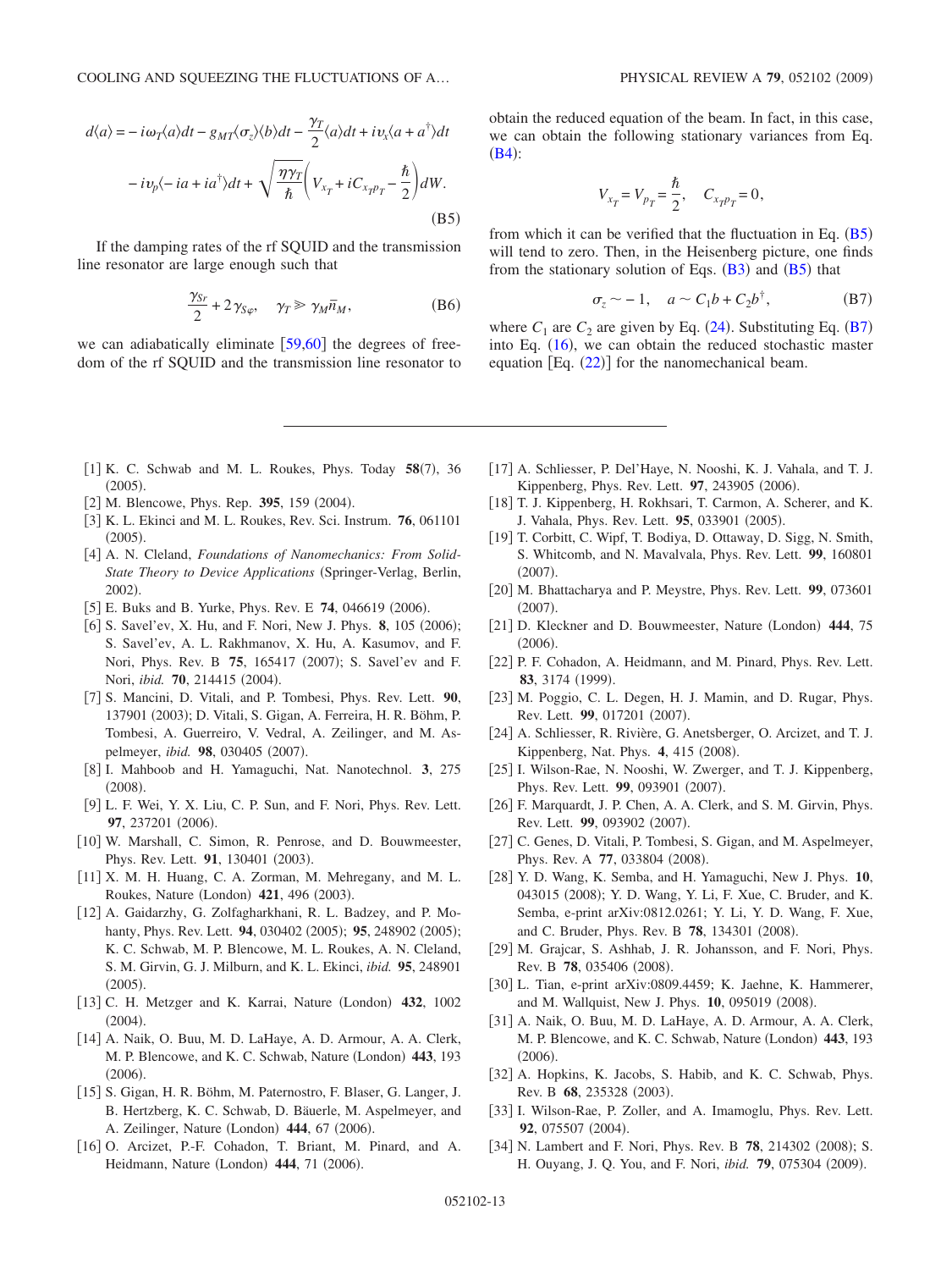$$d\langle a\rangle = -i\omega_T\langle a\rangle dt - g_{MT}\langle\sigma_z\rangle\langle b\rangle dt - \frac{\gamma_T}{2}\langle a\rangle dt + i\upsilon_x\langle a + a^\dagger\rangle dt$$

$$- i\upsilon_p\langle -ia + ia^\dagger\rangle dt + \sqrt{\frac{\eta\gamma_T}{\hbar}}\left(V_{x_T} + iC_{x_Tp_T} - \frac{\hbar}{2}\right)dW. \tag{B5}$$

If the damping rates of the rf SQUID and the transmission line resonator are large enough such that

$$\frac{\gamma_{Sr}}{2} + 2\gamma_{S\varphi}, \quad \gamma_T \gg \gamma_M \bar{n}_M, \tag{B6}$$

we can adiabatically eliminate [59,60] the degrees of freedom of the rf SQUID and the transmission line resonator to obtain the reduced equation of the beam. In fact, in this case, we can obtain the following stationary variances from Eq. (B4):

$$V_{x_T} = V_{p_T} = \frac{\hbar}{2}, \quad C_{x_Tp_T} = 0,$$

from which it can be verified that the fluctuation in Eq. (B5) will tend to zero. Then, in the Heisenberg picture, one finds from the stationary solution of Eqs. (B3) and (B5) that

$$\sigma_z \sim -1, \quad a \sim C_1 b + C_2 b^\dagger, \tag{B7}$$

where $C_1$ are $C_2$ are given by Eq. (24). Substituting Eq. (B7) into Eq. (16), we can obtain the reduced stochastic master equation [Eq. (22)] for the nanomechanical beam.

---

[1] K. C. Schwab and M. L. Roukes, Phys. Today **58**(7), 36 (2005).

[2] M. Blencowe, Phys. Rep. **395**, 159 (2004).

[3] K. L. Ekinci and M. L. Roukes, Rev. Sci. Instrum. **76**, 061101 (2005).

[4] A. N. Cleland, *Foundations of Nanomechanics: From Solid-State Theory to Device Applications* (Springer-Verlag, Berlin, 2002).

[5] E. Buks and B. Yurke, Phys. Rev. E **74**, 046619 (2006).

[6] S. Savel'ev, X. Hu, and F. Nori, New J. Phys. **8**, 105 (2006); S. Savel'ev, A. L. Rakhmanov, X. Hu, A. Kasumov, and F. Nori, Phys. Rev. B **75**, 165417 (2007); S. Savel'ev and F. Nori, *ibid.* **70**, 214415 (2004).

[7] S. Mancini, D. Vitali, and P. Tombesi, Phys. Rev. Lett. **90**, 137901 (2003); D. Vitali, S. Gigan, A. Ferreira, H. R. Böhm, P. Tombesi, A. Guerreiro, V. Vedral, A. Zeilinger, and M. Aspelmeyer, *ibid.* **98**, 030405 (2007).

[8] I. Mahboob and H. Yamaguchi, Nat. Nanotechnol. **3**, 275 (2008).

[9] L. F. Wei, Y. X. Liu, C. P. Sun, and F. Nori, Phys. Rev. Lett. **97**, 237201 (2006).

[10] W. Marshall, C. Simon, R. Penrose, and D. Bouwmeester, Phys. Rev. Lett. **91**, 130401 (2003).

[11] X. M. H. Huang, C. A. Zorman, M. Mehregany, and M. L. Roukes, Nature (London) **421**, 496 (2003).

[12] A. Gaidarzhy, G. Zolfagharkhani, R. L. Badzey, and P. Mohanty, Phys. Rev. Lett. **94**, 030402 (2005); **95**, 248902 (2005); K. C. Schwab, M. P. Blencowe, M. L. Roukes, A. N. Cleland, S. M. Girvin, G. J. Milburn, and K. L. Ekinci, *ibid.* **95**, 248901 (2005).

[13] C. H. Metzger and K. Karrai, Nature (London) **432**, 1002 (2004).

[14] A. Naik, O. Buu, M. D. LaHaye, A. D. Armour, A. A. Clerk, M. P. Blencowe, and K. C. Schwab, Nature (London) **443**, 193 (2006).

[15] S. Gigan, H. R. Böhm, M. Paternostro, F. Blaser, G. Langer, J. B. Hertzberg, K. C. Schwab, D. Bäuerle, M. Aspelmeyer, and A. Zeilinger, Nature (London) **444**, 67 (2006).

[16] O. Arcizet, P.-F. Cohadon, T. Briant, M. Pinard, and A. Heidmann, Nature (London) **444**, 71 (2006).

[17] A. Schliesser, P. Del'Haye, N. Nooshi, K. J. Vahala, and T. J. Kippenberg, Phys. Rev. Lett. **97**, 243905 (2006).

[18] T. J. Kippenberg, H. Rokhsari, T. Carmon, A. Scherer, and K. J. Vahala, Phys. Rev. Lett. **95**, 033901 (2005).

[19] T. Corbitt, C. Wipf, T. Bodiya, D. Ottaway, D. Sigg, N. Smith, S. Whitcomb, and N. Mavalvala, Phys. Rev. Lett. **99**, 160801 (2007).

[20] M. Bhattacharya and P. Meystre, Phys. Rev. Lett. **99**, 073601 (2007).

[21] D. Kleckner and D. Bouwmeester, Nature (London) **444**, 75 (2006).

[22] P. F. Cohadon, A. Heidmann, and M. Pinard, Phys. Rev. Lett. **83**, 3174 (1999).

[23] M. Poggio, C. L. Degen, H. J. Mamin, and D. Rugar, Phys. Rev. Lett. **99**, 017201 (2007).

[24] A. Schliesser, R. Rivière, G. Anetsberger, O. Arcizet, and T. J. Kippenberg, Nat. Phys. **4**, 415 (2008).

[25] I. Wilson-Rae, N. Nooshi, W. Zwerger, and T. J. Kippenberg, Phys. Rev. Lett. **99**, 093901 (2007).

[26] F. Marquardt, J. P. Chen, A. A. Clerk, and S. M. Girvin, Phys. Rev. Lett. **99**, 093902 (2007).

[27] C. Genes, D. Vitali, P. Tombesi, S. Gigan, and M. Aspelmeyer, Phys. Rev. A **77**, 033804 (2008).

[28] Y. D. Wang, K. Semba, and H. Yamaguchi, New J. Phys. **10**, 043015 (2008); Y. D. Wang, Y. Li, F. Xue, C. Bruder, and K. Semba, e-print arXiv:0812.0261; Y. Li, Y. D. Wang, F. Xue, and C. Bruder, Phys. Rev. B **78**, 134301 (2008).

[29] M. Grajcar, S. Ashhab, J. R. Johansson, and F. Nori, Phys. Rev. B **78**, 035406 (2008).

[30] L. Tian, e-print arXiv:0809.4459; K. Jaehne, K. Hammerer, and M. Wallquist, New J. Phys. **10**, 095019 (2008).

[31] A. Naik, O. Buu, M. D. LaHaye, A. D. Armour, A. A. Clerk, M. P. Blencowe, and K. C. Schwab, Nature (London) **443**, 193 (2006).

[32] A. Hopkins, K. Jacobs, S. Habib, and K. C. Schwab, Phys. Rev. B **68**, 235328 (2003).

[33] I. Wilson-Rae, P. Zoller, and A. Imamoglu, Phys. Rev. Lett. **92**, 075507 (2004).

[34] N. Lambert and F. Nori, Phys. Rev. B **78**, 214302 (2008); S. H. Ouyang, J. Q. You, and F. Nori, *ibid.* **79**, 075304 (2009).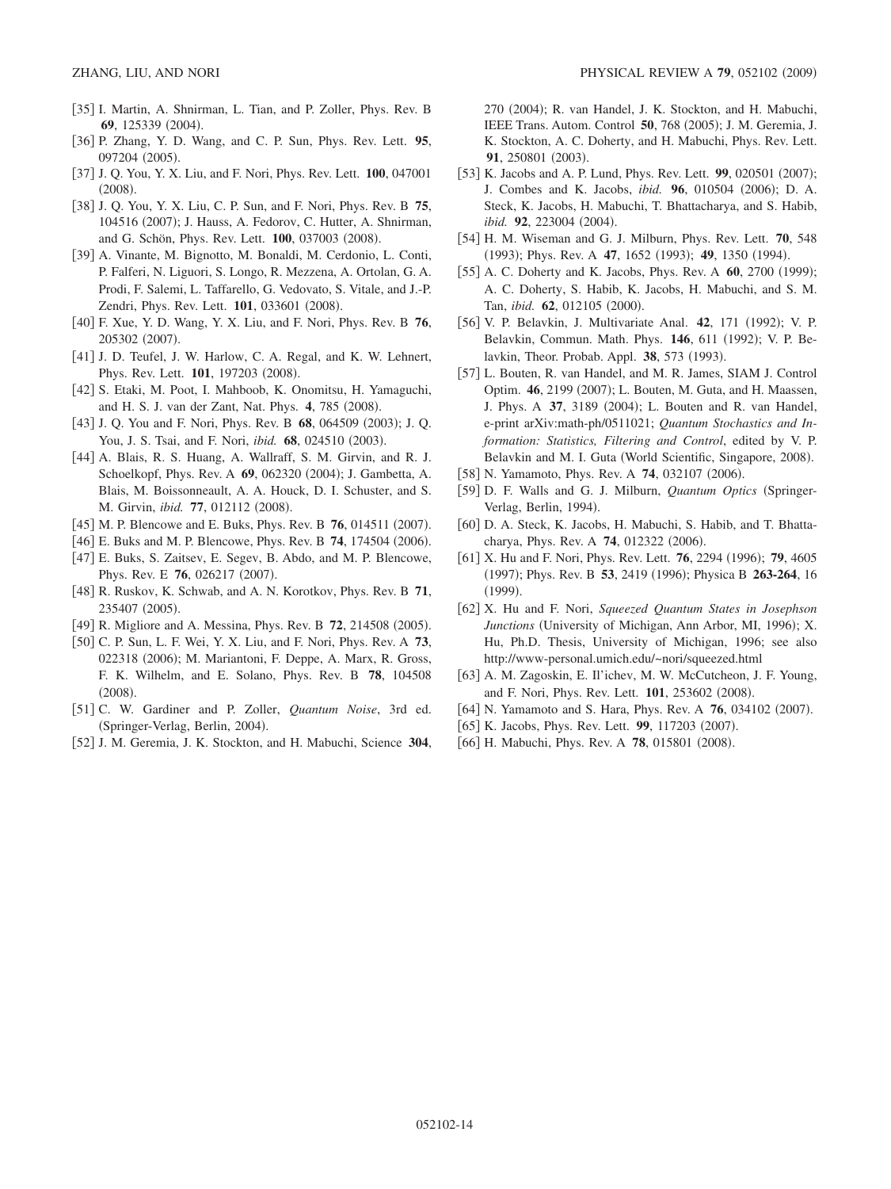[35] I. Martin, A. Shnirman, L. Tian, and P. Zoller, Phys. Rev. B **69**, 125339 (2004).

[36] P. Zhang, Y. D. Wang, and C. P. Sun, Phys. Rev. Lett. **95**, 097204 (2005).

[37] J. Q. You, Y. X. Liu, and F. Nori, Phys. Rev. Lett. **100**, 047001 (2008).

[38] J. Q. You, Y. X. Liu, C. P. Sun, and F. Nori, Phys. Rev. B **75**, 104516 (2007); J. Hauss, A. Fedorov, C. Hutter, A. Shnirman, and G. Schön, Phys. Rev. Lett. **100**, 037003 (2008).

[39] A. Vinante, M. Bignotto, M. Bonaldi, M. Cerdonio, L. Conti, P. Falferi, N. Liguori, S. Longo, R. Mezzena, A. Ortolan, G. A. Prodi, F. Salemi, L. Taffarello, G. Vedovato, S. Vitale, and J.-P. Zendri, Phys. Rev. Lett. **101**, 033601 (2008).

[40] F. Xue, Y. D. Wang, Y. X. Liu, and F. Nori, Phys. Rev. B **76**, 205302 (2007).

[41] J. D. Teufel, J. W. Harlow, C. A. Regal, and K. W. Lehnert, Phys. Rev. Lett. **101**, 197203 (2008).

[42] S. Etaki, M. Poot, I. Mahboob, K. Onomitsu, H. Yamaguchi, and H. S. J. van der Zant, Nat. Phys. **4**, 785 (2008).

[43] J. Q. You and F. Nori, Phys. Rev. B **68**, 064509 (2003); J. Q. You, J. S. Tsai, and F. Nori, *ibid.* **68**, 024510 (2003).

[44] A. Blais, R. S. Huang, A. Wallraff, S. M. Girvin, and R. J. Schoelkopf, Phys. Rev. A **69**, 062320 (2004); J. Gambetta, A. Blais, M. Boissonneault, A. A. Houck, D. I. Schuster, and S. M. Girvin, *ibid.* **77**, 012112 (2008).

[45] M. P. Blencowe and E. Buks, Phys. Rev. B **76**, 014511 (2007).

[46] E. Buks and M. P. Blencowe, Phys. Rev. B **74**, 174504 (2006).

[47] E. Buks, S. Zaitsev, E. Segev, B. Abdo, and M. P. Blencowe, Phys. Rev. E **76**, 026217 (2007).

[48] R. Ruskov, K. Schwab, and A. N. Korotkov, Phys. Rev. B **71**, 235407 (2005).

[49] R. Migliore and A. Messina, Phys. Rev. B **72**, 214508 (2005).

[50] C. P. Sun, L. F. Wei, Y. X. Liu, and F. Nori, Phys. Rev. A **73**, 022318 (2006); M. Mariantoni, F. Deppe, A. Marx, R. Gross, F. K. Wilhelm, and E. Solano, Phys. Rev. B **78**, 104508 (2008).

[51] C. W. Gardiner and P. Zoller, *Quantum Noise*, 3rd ed. (Springer-Verlag, Berlin, 2004).

[52] J. M. Geremia, J. K. Stockton, and H. Mabuchi, Science **304**, 270 (2004); R. van Handel, J. K. Stockton, and H. Mabuchi, IEEE Trans. Autom. Control **50**, 768 (2005); J. M. Geremia, J. K. Stockton, A. C. Doherty, and H. Mabuchi, Phys. Rev. Lett. **91**, 250801 (2003).

[53] K. Jacobs and A. P. Lund, Phys. Rev. Lett. **99**, 020501 (2007); J. Combes and K. Jacobs, *ibid.* **96**, 010504 (2006); D. A. Steck, K. Jacobs, H. Mabuchi, T. Bhattacharya, and S. Habib, *ibid.* **92**, 223004 (2004).

[54] H. M. Wiseman and G. J. Milburn, Phys. Rev. Lett. **70**, 548 (1993); Phys. Rev. A **47**, 1652 (1993); **49**, 1350 (1994).

[55] A. C. Doherty and K. Jacobs, Phys. Rev. A **60**, 2700 (1999); A. C. Doherty, S. Habib, K. Jacobs, H. Mabuchi, and S. M. Tan, *ibid.* **62**, 012105 (2000).

[56] V. P. Belavkin, J. Multivariate Anal. **42**, 171 (1992); V. P. Belavkin, Commun. Math. Phys. **146**, 611 (1992); V. P. Belavkin, Theor. Probab. Appl. **38**, 573 (1993).

[57] L. Bouten, R. van Handel, and M. R. James, SIAM J. Control Optim. **46**, 2199 (2007); L. Bouten, M. Guta, and H. Maassen, J. Phys. A **37**, 3189 (2004); L. Bouten and R. van Handel, e-print arXiv:math-ph/0511021; *Quantum Stochastics and Information: Statistics, Filtering and Control*, edited by V. P. Belavkin and M. I. Guta (World Scientific, Singapore, 2008).

[58] N. Yamamoto, Phys. Rev. A **74**, 032107 (2006).

[59] D. F. Walls and G. J. Milburn, *Quantum Optics* (Springer-Verlag, Berlin, 1994).

[60] D. A. Steck, K. Jacobs, H. Mabuchi, S. Habib, and T. Bhattacharya, Phys. Rev. A **74**, 012322 (2006).

[61] X. Hu and F. Nori, Phys. Rev. Lett. **76**, 2294 (1996); **79**, 4605 (1997); Phys. Rev. B **53**, 2419 (1996); Physica B **263-264**, 16 (1999).

[62] X. Hu and F. Nori, *Squeezed Quantum States in Josephson Junctions* (University of Michigan, Ann Arbor, MI, 1996); X. Hu, Ph.D. Thesis, University of Michigan, 1996; see also http://www-personal.umich.edu/~nori/squeezed.html

[63] A. M. Zagoskin, E. Il'ichev, M. W. McCutcheon, J. F. Young, and F. Nori, Phys. Rev. Lett. **101**, 253602 (2008).

[64] N. Yamamoto and S. Hara, Phys. Rev. A **76**, 034102 (2007).

[65] K. Jacobs, Phys. Rev. Lett. **99**, 117203 (2007).

[66] H. Mabuchi, Phys. Rev. A **78**, 015801 (2008).